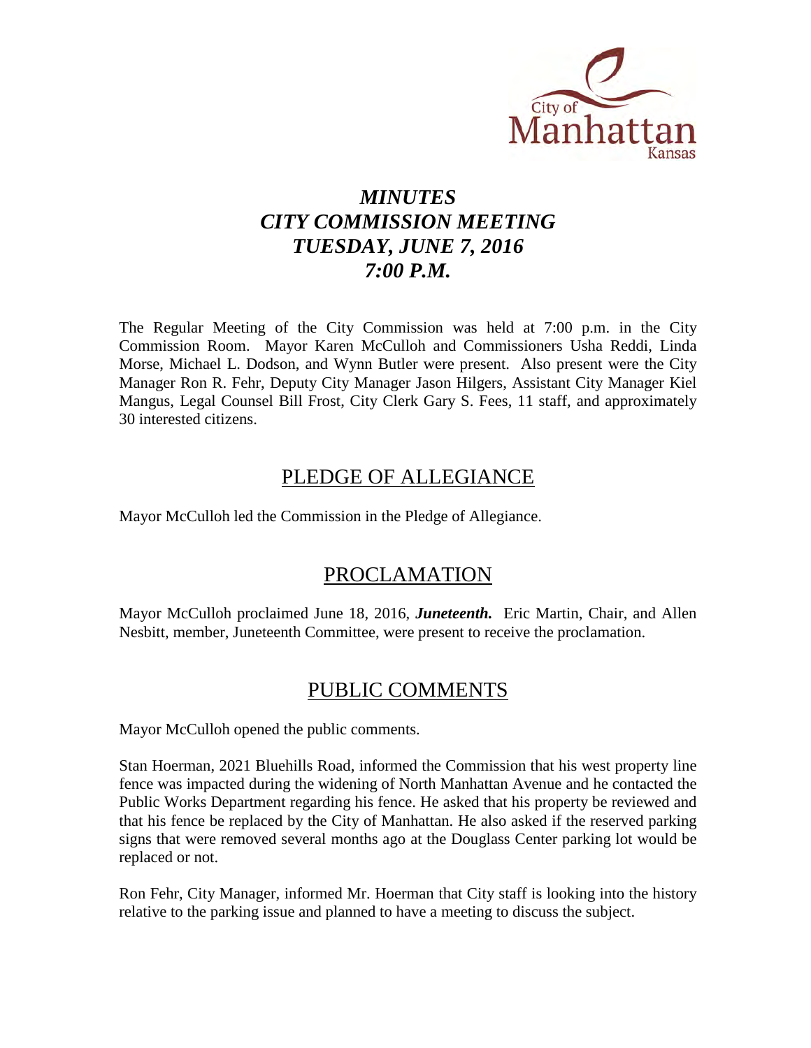City of Manhattan Kansas

# *MINUTES*
# *CITY COMMISSION MEETING*
# *TUESDAY, JUNE 7, 2016*
# *7:00 P.M.*

The Regular Meeting of the City Commission was held at 7:00 p.m. in the City Commission Room. Mayor Karen McCulloh and Commissioners Usha Reddi, Linda Morse, Michael L. Dodson, and Wynn Butler were present. Also present were the City Manager Ron R. Fehr, Deputy City Manager Jason Hilgers, Assistant City Manager Kiel Mangus, Legal Counsel Bill Frost, City Clerk Gary S. Fees, 11 staff, and approximately 30 interested citizens.

## PLEDGE OF ALLEGIANCE

Mayor McCulloh led the Commission in the Pledge of Allegiance.

## PROCLAMATION

Mayor McCulloh proclaimed June 18, 2016, ***Juneteenth.*** Eric Martin, Chair, and Allen Nesbitt, member, Juneteenth Committee, were present to receive the proclamation.

## PUBLIC COMMENTS

Mayor McCulloh opened the public comments.

Stan Hoerman, 2021 Bluehills Road, informed the Commission that his west property line fence was impacted during the widening of North Manhattan Avenue and he contacted the Public Works Department regarding his fence. He asked that his property be reviewed and that his fence be replaced by the City of Manhattan. He also asked if the reserved parking signs that were removed several months ago at the Douglass Center parking lot would be replaced or not.

Ron Fehr, City Manager, informed Mr. Hoerman that City staff is looking into the history relative to the parking issue and planned to have a meeting to discuss the subject.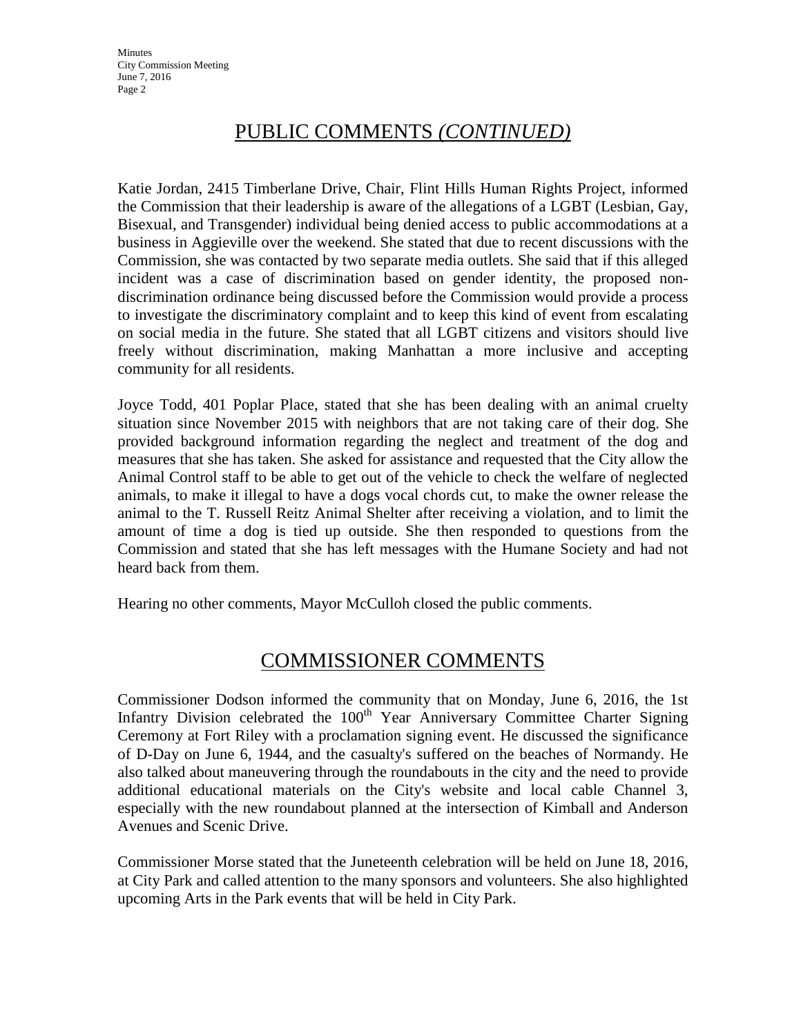## PUBLIC COMMENTS *(CONTINUED)*

Katie Jordan, 2415 Timberlane Drive, Chair, Flint Hills Human Rights Project, informed the Commission that their leadership is aware of the allegations of a LGBT (Lesbian, Gay, Bisexual, and Transgender) individual being denied access to public accommodations at a business in Aggieville over the weekend. She stated that due to recent discussions with the Commission, she was contacted by two separate media outlets. She said that if this alleged incident was a case of discrimination based on gender identity, the proposed non-discrimination ordinance being discussed before the Commission would provide a process to investigate the discriminatory complaint and to keep this kind of event from escalating on social media in the future. She stated that all LGBT citizens and visitors should live freely without discrimination, making Manhattan a more inclusive and accepting community for all residents.

Joyce Todd, 401 Poplar Place, stated that she has been dealing with an animal cruelty situation since November 2015 with neighbors that are not taking care of their dog. She provided background information regarding the neglect and treatment of the dog and measures that she has taken. She asked for assistance and requested that the City allow the Animal Control staff to be able to get out of the vehicle to check the welfare of neglected animals, to make it illegal to have a dogs vocal chords cut, to make the owner release the animal to the T. Russell Reitz Animal Shelter after receiving a violation, and to limit the amount of time a dog is tied up outside. She then responded to questions from the Commission and stated that she has left messages with the Humane Society and had not heard back from them.

Hearing no other comments, Mayor McCulloh closed the public comments.

## COMMISSIONER COMMENTS

Commissioner Dodson informed the community that on Monday, June 6, 2016, the 1st Infantry Division celebrated the 100th Year Anniversary Committee Charter Signing Ceremony at Fort Riley with a proclamation signing event. He discussed the significance of D-Day on June 6, 1944, and the casualty's suffered on the beaches of Normandy. He also talked about maneuvering through the roundabouts in the city and the need to provide additional educational materials on the City's website and local cable Channel 3, especially with the new roundabout planned at the intersection of Kimball and Anderson Avenues and Scenic Drive.

Commissioner Morse stated that the Juneteenth celebration will be held on June 18, 2016, at City Park and called attention to the many sponsors and volunteers. She also highlighted upcoming Arts in the Park events that will be held in City Park.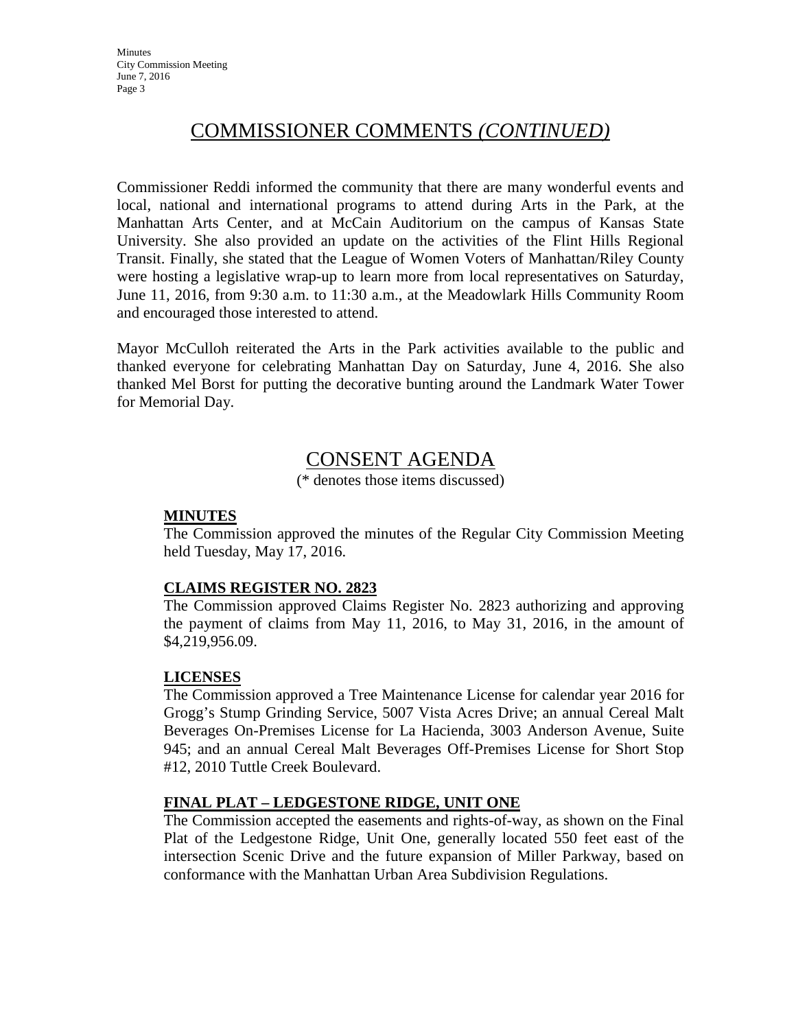## COMMISSIONER COMMENTS *(CONTINUED)*

Commissioner Reddi informed the community that there are many wonderful events and local, national and international programs to attend during Arts in the Park, at the Manhattan Arts Center, and at McCain Auditorium on the campus of Kansas State University. She also provided an update on the activities of the Flint Hills Regional Transit. Finally, she stated that the League of Women Voters of Manhattan/Riley County were hosting a legislative wrap-up to learn more from local representatives on Saturday, June 11, 2016, from 9:30 a.m. to 11:30 a.m., at the Meadowlark Hills Community Room and encouraged those interested to attend.

Mayor McCulloh reiterated the Arts in the Park activities available to the public and thanked everyone for celebrating Manhattan Day on Saturday, June 4, 2016. She also thanked Mel Borst for putting the decorative bunting around the Landmark Water Tower for Memorial Day.

## CONSENT AGENDA

(* denotes those items discussed)

### MINUTES

The Commission approved the minutes of the Regular City Commission Meeting held Tuesday, May 17, 2016.

### CLAIMS REGISTER NO. 2823

The Commission approved Claims Register No. 2823 authorizing and approving the payment of claims from May 11, 2016, to May 31, 2016, in the amount of $4,219,956.09.

### LICENSES

The Commission approved a Tree Maintenance License for calendar year 2016 for Grogg's Stump Grinding Service, 5007 Vista Acres Drive; an annual Cereal Malt Beverages On-Premises License for La Hacienda, 3003 Anderson Avenue, Suite 945; and an annual Cereal Malt Beverages Off-Premises License for Short Stop #12, 2010 Tuttle Creek Boulevard.

### FINAL PLAT – LEDGESTONE RIDGE, UNIT ONE

The Commission accepted the easements and rights-of-way, as shown on the Final Plat of the Ledgestone Ridge, Unit One, generally located 550 feet east of the intersection Scenic Drive and the future expansion of Miller Parkway, based on conformance with the Manhattan Urban Area Subdivision Regulations.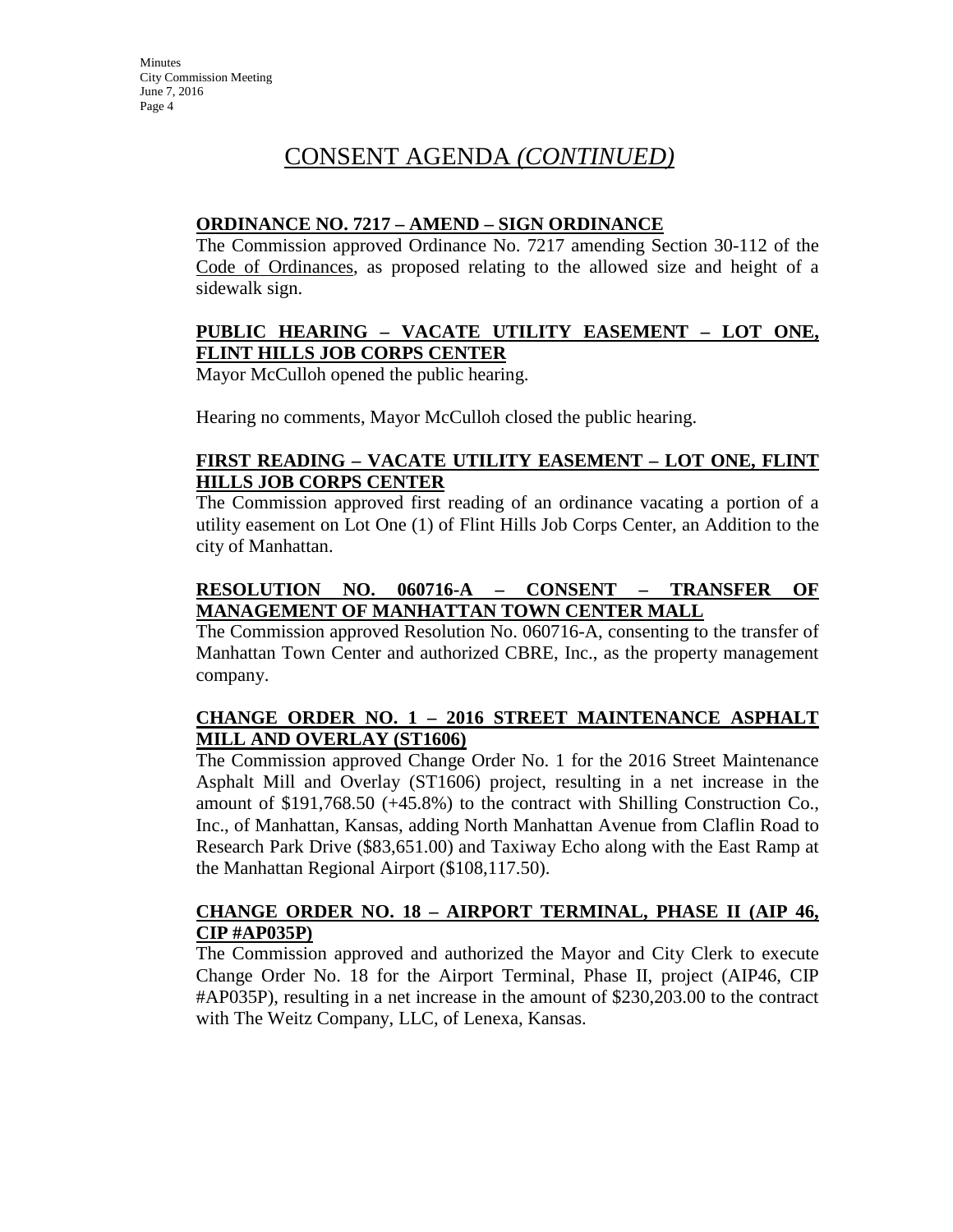# CONSENT AGENDA *(CONTINUED)*

**ORDINANCE NO. 7217 – AMEND – SIGN ORDINANCE**

The Commission approved Ordinance No. 7217 amending Section 30-112 of the Code of Ordinances, as proposed relating to the allowed size and height of a sidewalk sign.

**PUBLIC HEARING – VACATE UTILITY EASEMENT – LOT ONE, FLINT HILLS JOB CORPS CENTER**

Mayor McCulloh opened the public hearing.

Hearing no comments, Mayor McCulloh closed the public hearing.

**FIRST READING – VACATE UTILITY EASEMENT – LOT ONE, FLINT HILLS JOB CORPS CENTER**

The Commission approved first reading of an ordinance vacating a portion of a utility easement on Lot One (1) of Flint Hills Job Corps Center, an Addition to the city of Manhattan.

**RESOLUTION NO. 060716-A – CONSENT – TRANSFER OF MANAGEMENT OF MANHATTAN TOWN CENTER MALL**

The Commission approved Resolution No. 060716-A, consenting to the transfer of Manhattan Town Center and authorized CBRE, Inc., as the property management company.

**CHANGE ORDER NO. 1 – 2016 STREET MAINTENANCE ASPHALT MILL AND OVERLAY (ST1606)**

The Commission approved Change Order No. 1 for the 2016 Street Maintenance Asphalt Mill and Overlay (ST1606) project, resulting in a net increase in the amount of $191,768.50 (+45.8%) to the contract with Shilling Construction Co., Inc., of Manhattan, Kansas, adding North Manhattan Avenue from Claflin Road to Research Park Drive ($83,651.00) and Taxiway Echo along with the East Ramp at the Manhattan Regional Airport ($108,117.50).

**CHANGE ORDER NO. 18 – AIRPORT TERMINAL, PHASE II (AIP 46, CIP #AP035P)**

The Commission approved and authorized the Mayor and City Clerk to execute Change Order No. 18 for the Airport Terminal, Phase II, project (AIP46, CIP #AP035P), resulting in a net increase in the amount of $230,203.00 to the contract with The Weitz Company, LLC, of Lenexa, Kansas.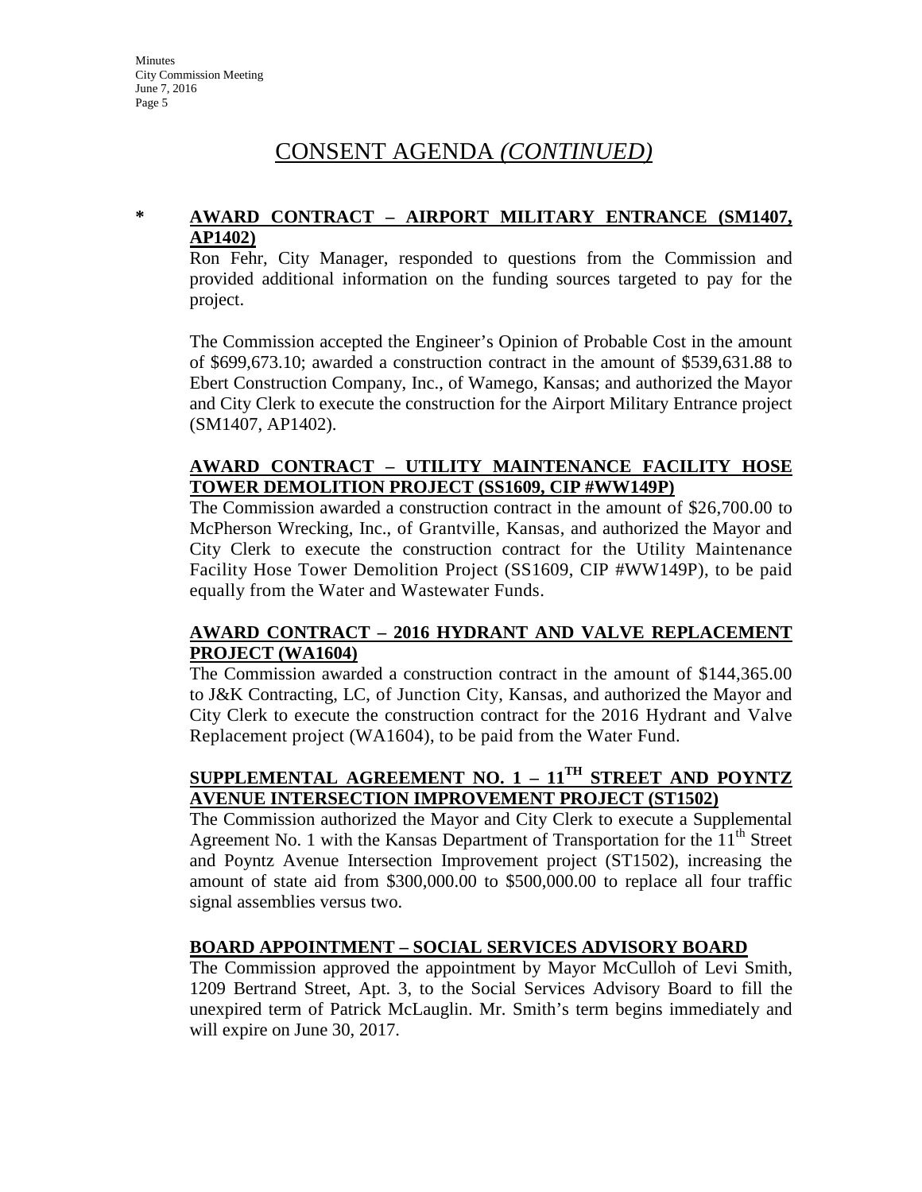# CONSENT AGENDA *(CONTINUED)*

**\* AWARD CONTRACT – AIRPORT MILITARY ENTRANCE (SM1407, AP1402)**

Ron Fehr, City Manager, responded to questions from the Commission and provided additional information on the funding sources targeted to pay for the project.

The Commission accepted the Engineer's Opinion of Probable Cost in the amount of $699,673.10; awarded a construction contract in the amount of $539,631.88 to Ebert Construction Company, Inc., of Wamego, Kansas; and authorized the Mayor and City Clerk to execute the construction for the Airport Military Entrance project (SM1407, AP1402).

**AWARD CONTRACT – UTILITY MAINTENANCE FACILITY HOSE TOWER DEMOLITION PROJECT (SS1609, CIP #WW149P)**

The Commission awarded a construction contract in the amount of $26,700.00 to McPherson Wrecking, Inc., of Grantville, Kansas, and authorized the Mayor and City Clerk to execute the construction contract for the Utility Maintenance Facility Hose Tower Demolition Project (SS1609, CIP #WW149P), to be paid equally from the Water and Wastewater Funds.

**AWARD CONTRACT – 2016 HYDRANT AND VALVE REPLACEMENT PROJECT (WA1604)**

The Commission awarded a construction contract in the amount of $144,365.00 to J&K Contracting, LC, of Junction City, Kansas, and authorized the Mayor and City Clerk to execute the construction contract for the 2016 Hydrant and Valve Replacement project (WA1604), to be paid from the Water Fund.

**SUPPLEMENTAL AGREEMENT NO. 1 – 11TH STREET AND POYNTZ AVENUE INTERSECTION IMPROVEMENT PROJECT (ST1502)**

The Commission authorized the Mayor and City Clerk to execute a Supplemental Agreement No. 1 with the Kansas Department of Transportation for the 11th Street and Poyntz Avenue Intersection Improvement project (ST1502), increasing the amount of state aid from $300,000.00 to $500,000.00 to replace all four traffic signal assemblies versus two.

**BOARD APPOINTMENT – SOCIAL SERVICES ADVISORY BOARD**

The Commission approved the appointment by Mayor McCulloh of Levi Smith, 1209 Bertrand Street, Apt. 3, to the Social Services Advisory Board to fill the unexpired term of Patrick McLaughlin. Mr. Smith's term begins immediately and will expire on June 30, 2017.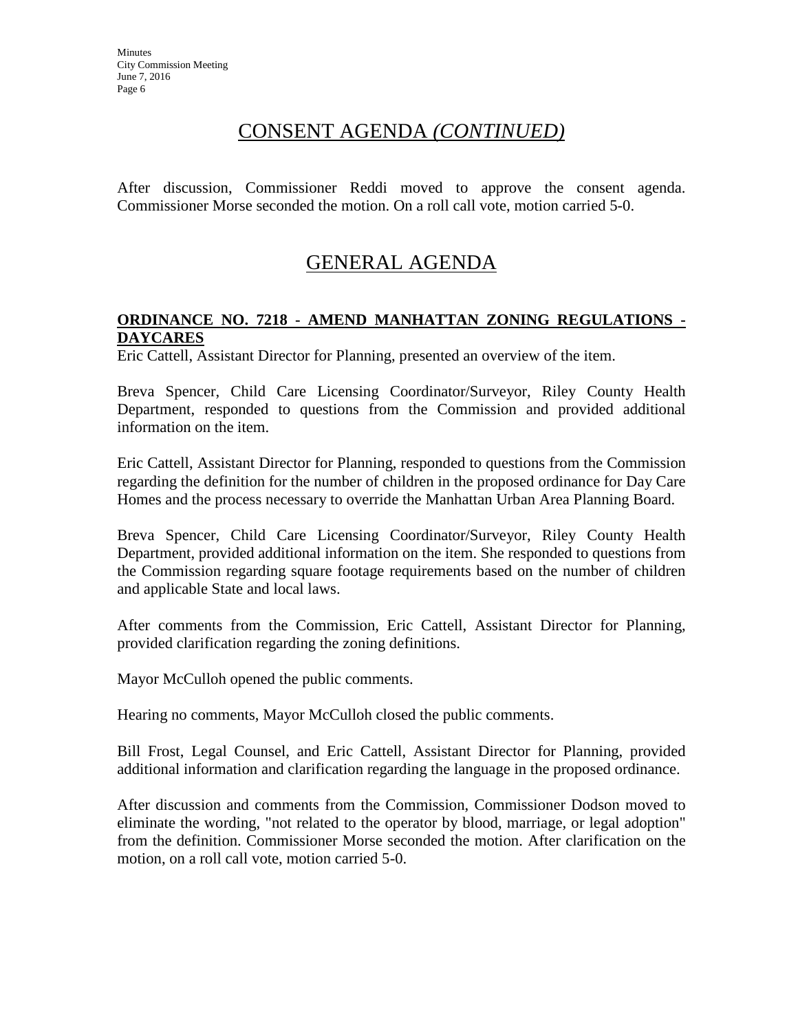## CONSENT AGENDA *(CONTINUED)*

After discussion, Commissioner Reddi moved to approve the consent agenda. Commissioner Morse seconded the motion. On a roll call vote, motion carried 5-0.

## GENERAL AGENDA

**ORDINANCE NO. 7218 - AMEND MANHATTAN ZONING REGULATIONS - DAYCARES**

Eric Cattell, Assistant Director for Planning, presented an overview of the item.

Breva Spencer, Child Care Licensing Coordinator/Surveyor, Riley County Health Department, responded to questions from the Commission and provided additional information on the item.

Eric Cattell, Assistant Director for Planning, responded to questions from the Commission regarding the definition for the number of children in the proposed ordinance for Day Care Homes and the process necessary to override the Manhattan Urban Area Planning Board.

Breva Spencer, Child Care Licensing Coordinator/Surveyor, Riley County Health Department, provided additional information on the item. She responded to questions from the Commission regarding square footage requirements based on the number of children and applicable State and local laws.

After comments from the Commission, Eric Cattell, Assistant Director for Planning, provided clarification regarding the zoning definitions.

Mayor McCulloh opened the public comments.

Hearing no comments, Mayor McCulloh closed the public comments.

Bill Frost, Legal Counsel, and Eric Cattell, Assistant Director for Planning, provided additional information and clarification regarding the language in the proposed ordinance.

After discussion and comments from the Commission, Commissioner Dodson moved to eliminate the wording, "not related to the operator by blood, marriage, or legal adoption" from the definition. Commissioner Morse seconded the motion. After clarification on the motion, on a roll call vote, motion carried 5-0.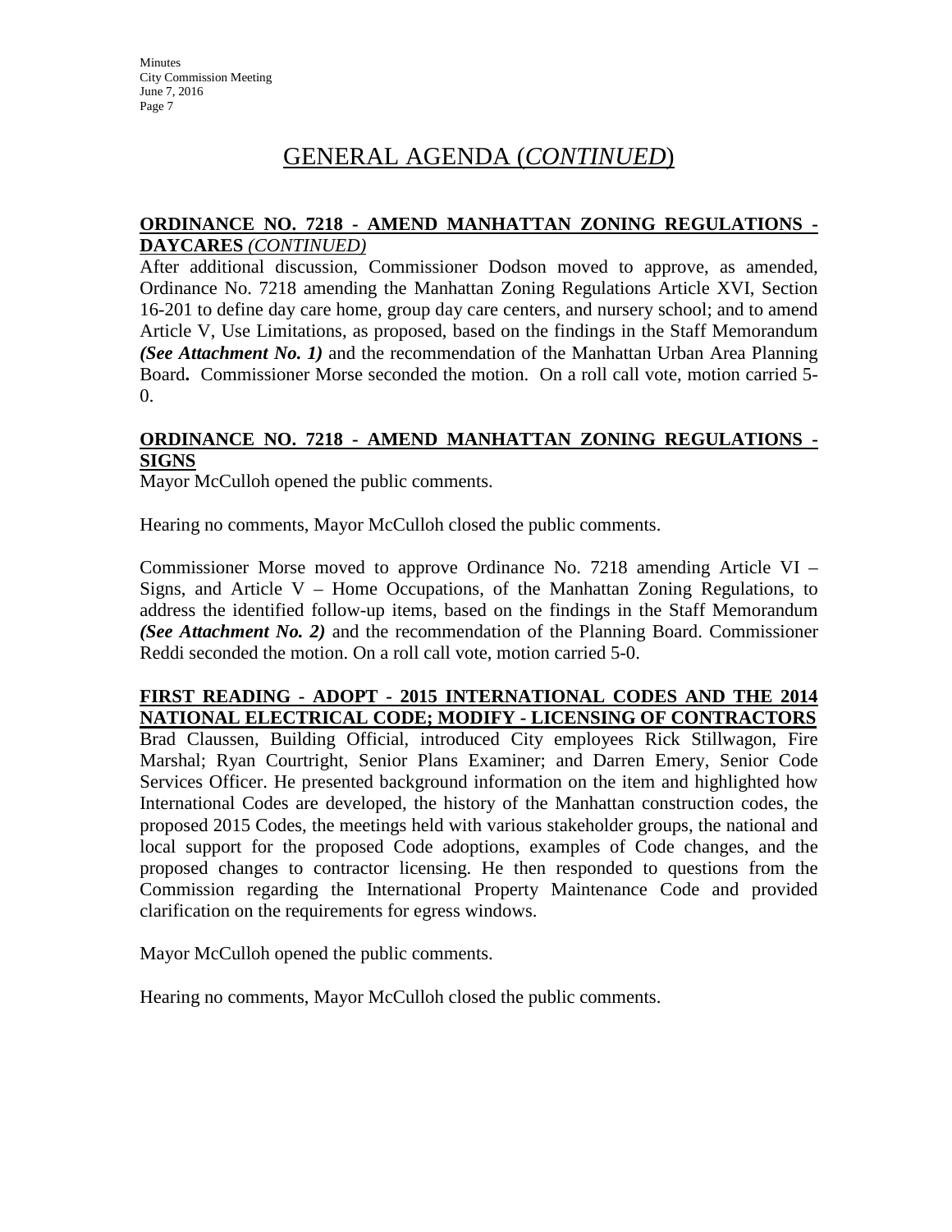# GENERAL AGENDA (*CONTINUED*)

**ORDINANCE NO. 7218 - AMEND MANHATTAN ZONING REGULATIONS - DAYCARES** ***(CONTINUED)***

After additional discussion, Commissioner Dodson moved to approve, as amended, Ordinance No. 7218 amending the Manhattan Zoning Regulations Article XVI, Section 16-201 to define day care home, group day care centers, and nursery school; and to amend Article V, Use Limitations, as proposed, based on the findings in the Staff Memorandum ***(See Attachment No. 1)*** and the recommendation of the Manhattan Urban Area Planning Board**.** Commissioner Morse seconded the motion. On a roll call vote, motion carried 5-0.

**ORDINANCE NO. 7218 - AMEND MANHATTAN ZONING REGULATIONS - SIGNS**

Mayor McCulloh opened the public comments.

Hearing no comments, Mayor McCulloh closed the public comments.

Commissioner Morse moved to approve Ordinance No. 7218 amending Article VI – Signs, and Article V – Home Occupations, of the Manhattan Zoning Regulations, to address the identified follow-up items, based on the findings in the Staff Memorandum ***(See Attachment No. 2)*** and the recommendation of the Planning Board. Commissioner Reddi seconded the motion. On a roll call vote, motion carried 5-0.

**FIRST READING - ADOPT - 2015 INTERNATIONAL CODES AND THE 2014 NATIONAL ELECTRICAL CODE; MODIFY - LICENSING OF CONTRACTORS**

Brad Claussen, Building Official, introduced City employees Rick Stillwagon, Fire Marshal; Ryan Courtright, Senior Plans Examiner; and Darren Emery, Senior Code Services Officer. He presented background information on the item and highlighted how International Codes are developed, the history of the Manhattan construction codes, the proposed 2015 Codes, the meetings held with various stakeholder groups, the national and local support for the proposed Code adoptions, examples of Code changes, and the proposed changes to contractor licensing. He then responded to questions from the Commission regarding the International Property Maintenance Code and provided clarification on the requirements for egress windows.

Mayor McCulloh opened the public comments.

Hearing no comments, Mayor McCulloh closed the public comments.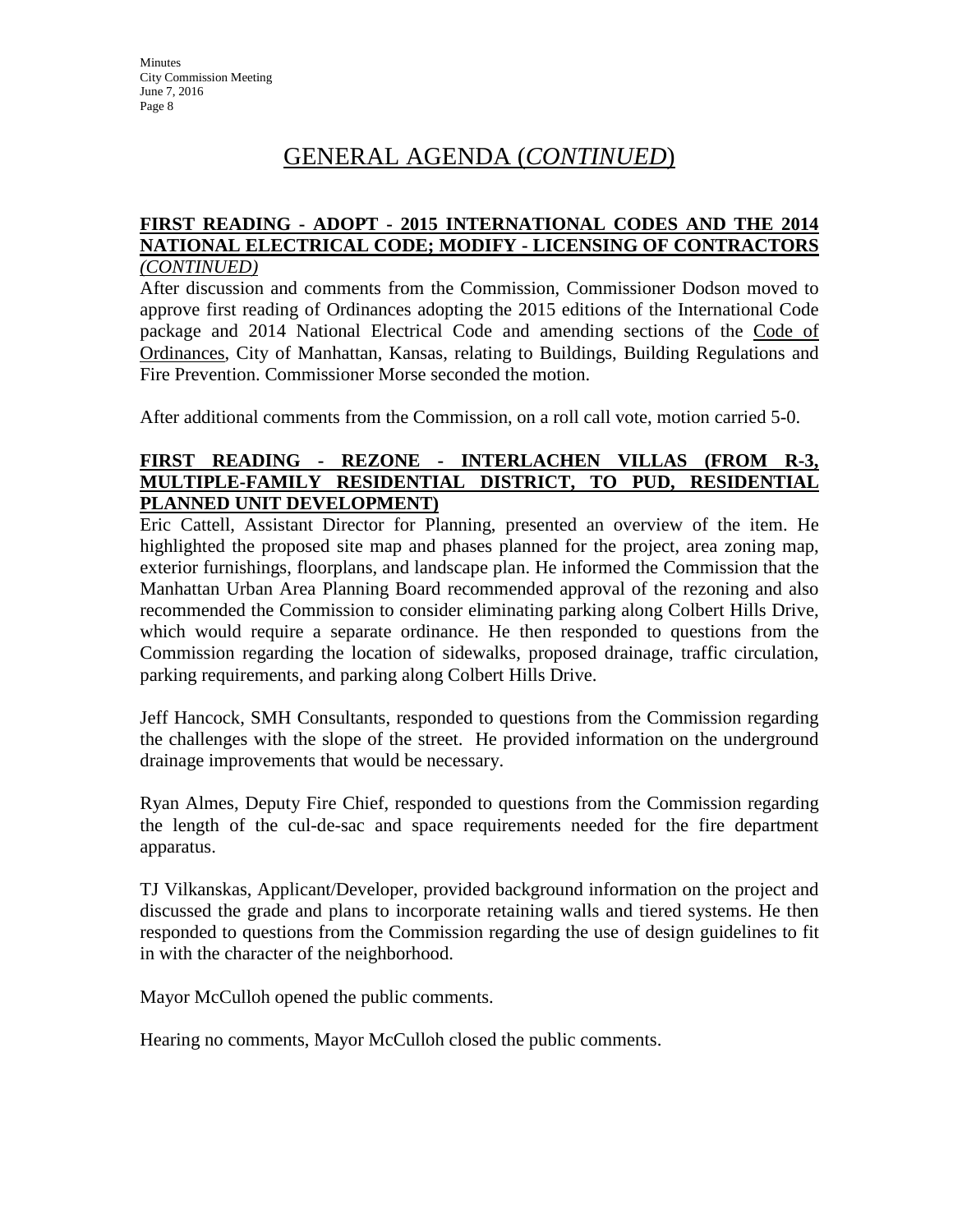# GENERAL AGENDA (*CONTINUED*)

**FIRST READING - ADOPT - 2015 INTERNATIONAL CODES AND THE 2014 NATIONAL ELECTRICAL CODE; MODIFY - LICENSING OF CONTRACTORS** *(CONTINUED)*

After discussion and comments from the Commission, Commissioner Dodson moved to approve first reading of Ordinances adopting the 2015 editions of the International Code package and 2014 National Electrical Code and amending sections of the Code of Ordinances, City of Manhattan, Kansas, relating to Buildings, Building Regulations and Fire Prevention. Commissioner Morse seconded the motion.

After additional comments from the Commission, on a roll call vote, motion carried 5-0.

**FIRST READING - REZONE - INTERLACHEN VILLAS (FROM R-3, MULTIPLE-FAMILY RESIDENTIAL DISTRICT, TO PUD, RESIDENTIAL PLANNED UNIT DEVELOPMENT)**

Eric Cattell, Assistant Director for Planning, presented an overview of the item. He highlighted the proposed site map and phases planned for the project, area zoning map, exterior furnishings, floorplans, and landscape plan. He informed the Commission that the Manhattan Urban Area Planning Board recommended approval of the rezoning and also recommended the Commission to consider eliminating parking along Colbert Hills Drive, which would require a separate ordinance. He then responded to questions from the Commission regarding the location of sidewalks, proposed drainage, traffic circulation, parking requirements, and parking along Colbert Hills Drive.

Jeff Hancock, SMH Consultants, responded to questions from the Commission regarding the challenges with the slope of the street. He provided information on the underground drainage improvements that would be necessary.

Ryan Almes, Deputy Fire Chief, responded to questions from the Commission regarding the length of the cul-de-sac and space requirements needed for the fire department apparatus.

TJ Vilkanskas, Applicant/Developer, provided background information on the project and discussed the grade and plans to incorporate retaining walls and tiered systems. He then responded to questions from the Commission regarding the use of design guidelines to fit in with the character of the neighborhood.

Mayor McCulloh opened the public comments.

Hearing no comments, Mayor McCulloh closed the public comments.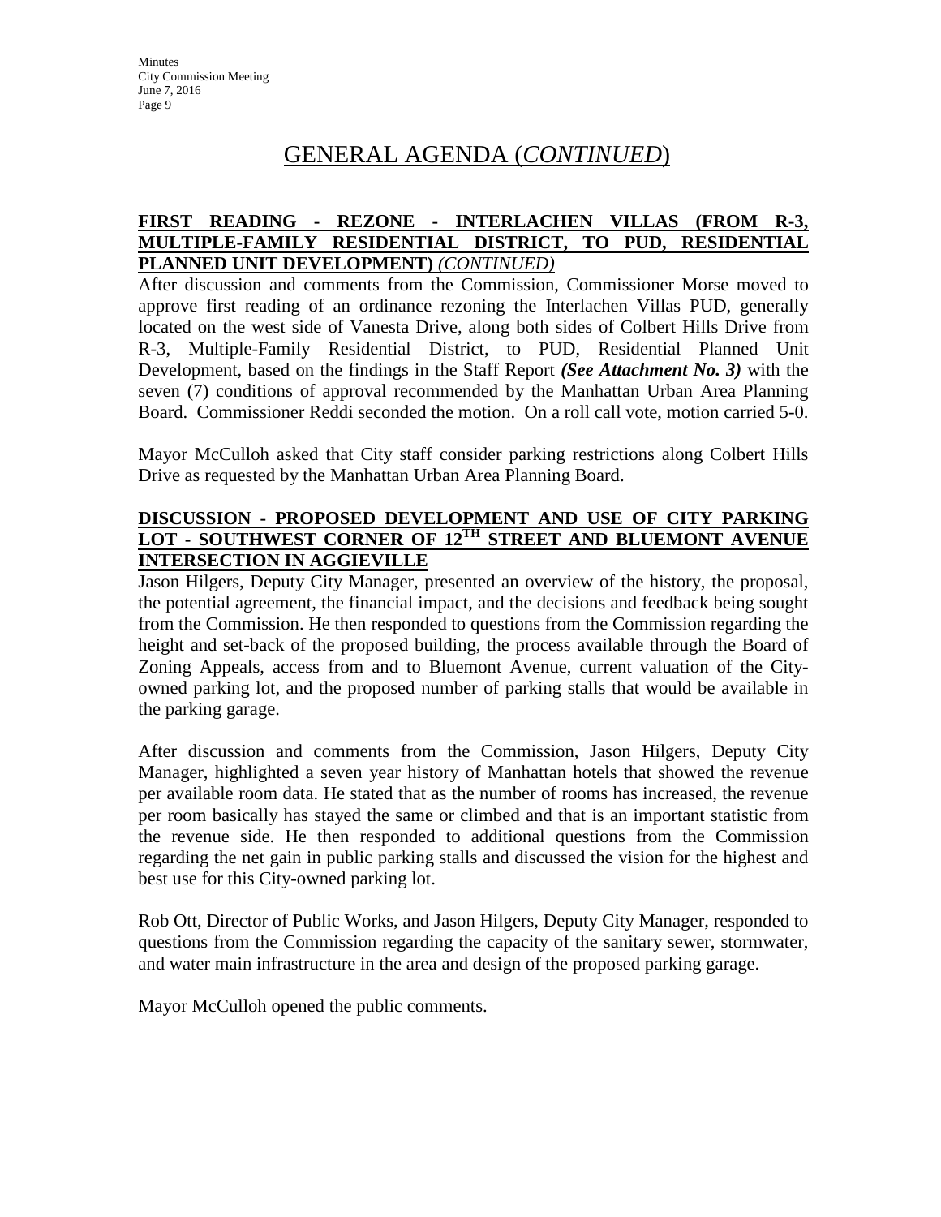# GENERAL AGENDA (*CONTINUED*)

**FIRST READING - REZONE - INTERLACHEN VILLAS (FROM R-3, MULTIPLE-FAMILY RESIDENTIAL DISTRICT, TO PUD, RESIDENTIAL PLANNED UNIT DEVELOPMENT)** ***(CONTINUED)***

After discussion and comments from the Commission, Commissioner Morse moved to approve first reading of an ordinance rezoning the Interlachen Villas PUD, generally located on the west side of Vanesta Drive, along both sides of Colbert Hills Drive from R-3, Multiple-Family Residential District, to PUD, Residential Planned Unit Development, based on the findings in the Staff Report ***(See Attachment No. 3)*** with the seven (7) conditions of approval recommended by the Manhattan Urban Area Planning Board. Commissioner Reddi seconded the motion. On a roll call vote, motion carried 5-0.

Mayor McCulloh asked that City staff consider parking restrictions along Colbert Hills Drive as requested by the Manhattan Urban Area Planning Board.

**DISCUSSION - PROPOSED DEVELOPMENT AND USE OF CITY PARKING LOT - SOUTHWEST CORNER OF 12TH STREET AND BLUEMONT AVENUE INTERSECTION IN AGGIEVILLE**

Jason Hilgers, Deputy City Manager, presented an overview of the history, the proposal, the potential agreement, the financial impact, and the decisions and feedback being sought from the Commission. He then responded to questions from the Commission regarding the height and set-back of the proposed building, the process available through the Board of Zoning Appeals, access from and to Bluemont Avenue, current valuation of the City-owned parking lot, and the proposed number of parking stalls that would be available in the parking garage.

After discussion and comments from the Commission, Jason Hilgers, Deputy City Manager, highlighted a seven year history of Manhattan hotels that showed the revenue per available room data. He stated that as the number of rooms has increased, the revenue per room basically has stayed the same or climbed and that is an important statistic from the revenue side. He then responded to additional questions from the Commission regarding the net gain in public parking stalls and discussed the vision for the highest and best use for this City-owned parking lot.

Rob Ott, Director of Public Works, and Jason Hilgers, Deputy City Manager, responded to questions from the Commission regarding the capacity of the sanitary sewer, stormwater, and water main infrastructure in the area and design of the proposed parking garage.

Mayor McCulloh opened the public comments.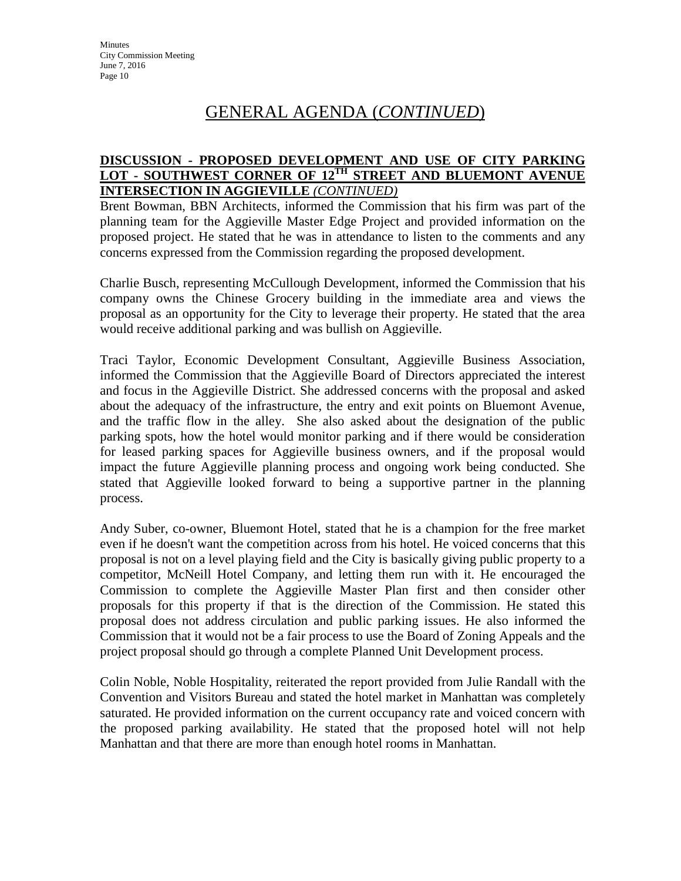# GENERAL AGENDA (*CONTINUED*)

**DISCUSSION - PROPOSED DEVELOPMENT AND USE OF CITY PARKING LOT - SOUTHWEST CORNER OF 12$^{TH}$ STREET AND BLUEMONT AVENUE INTERSECTION IN AGGIEVILLE *(CONTINUED)***

Brent Bowman, BBN Architects, informed the Commission that his firm was part of the planning team for the Aggieville Master Edge Project and provided information on the proposed project. He stated that he was in attendance to listen to the comments and any concerns expressed from the Commission regarding the proposed development.

Charlie Busch, representing McCullough Development, informed the Commission that his company owns the Chinese Grocery building in the immediate area and views the proposal as an opportunity for the City to leverage their property. He stated that the area would receive additional parking and was bullish on Aggieville.

Traci Taylor, Economic Development Consultant, Aggieville Business Association, informed the Commission that the Aggieville Board of Directors appreciated the interest and focus in the Aggieville District. She addressed concerns with the proposal and asked about the adequacy of the infrastructure, the entry and exit points on Bluemont Avenue, and the traffic flow in the alley. She also asked about the designation of the public parking spots, how the hotel would monitor parking and if there would be consideration for leased parking spaces for Aggieville business owners, and if the proposal would impact the future Aggieville planning process and ongoing work being conducted. She stated that Aggieville looked forward to being a supportive partner in the planning process.

Andy Suber, co-owner, Bluemont Hotel, stated that he is a champion for the free market even if he doesn't want the competition across from his hotel. He voiced concerns that this proposal is not on a level playing field and the City is basically giving public property to a competitor, McNeill Hotel Company, and letting them run with it. He encouraged the Commission to complete the Aggieville Master Plan first and then consider other proposals for this property if that is the direction of the Commission. He stated this proposal does not address circulation and public parking issues. He also informed the Commission that it would not be a fair process to use the Board of Zoning Appeals and the project proposal should go through a complete Planned Unit Development process.

Colin Noble, Noble Hospitality, reiterated the report provided from Julie Randall with the Convention and Visitors Bureau and stated the hotel market in Manhattan was completely saturated. He provided information on the current occupancy rate and voiced concern with the proposed parking availability. He stated that the proposed hotel will not help Manhattan and that there are more than enough hotel rooms in Manhattan.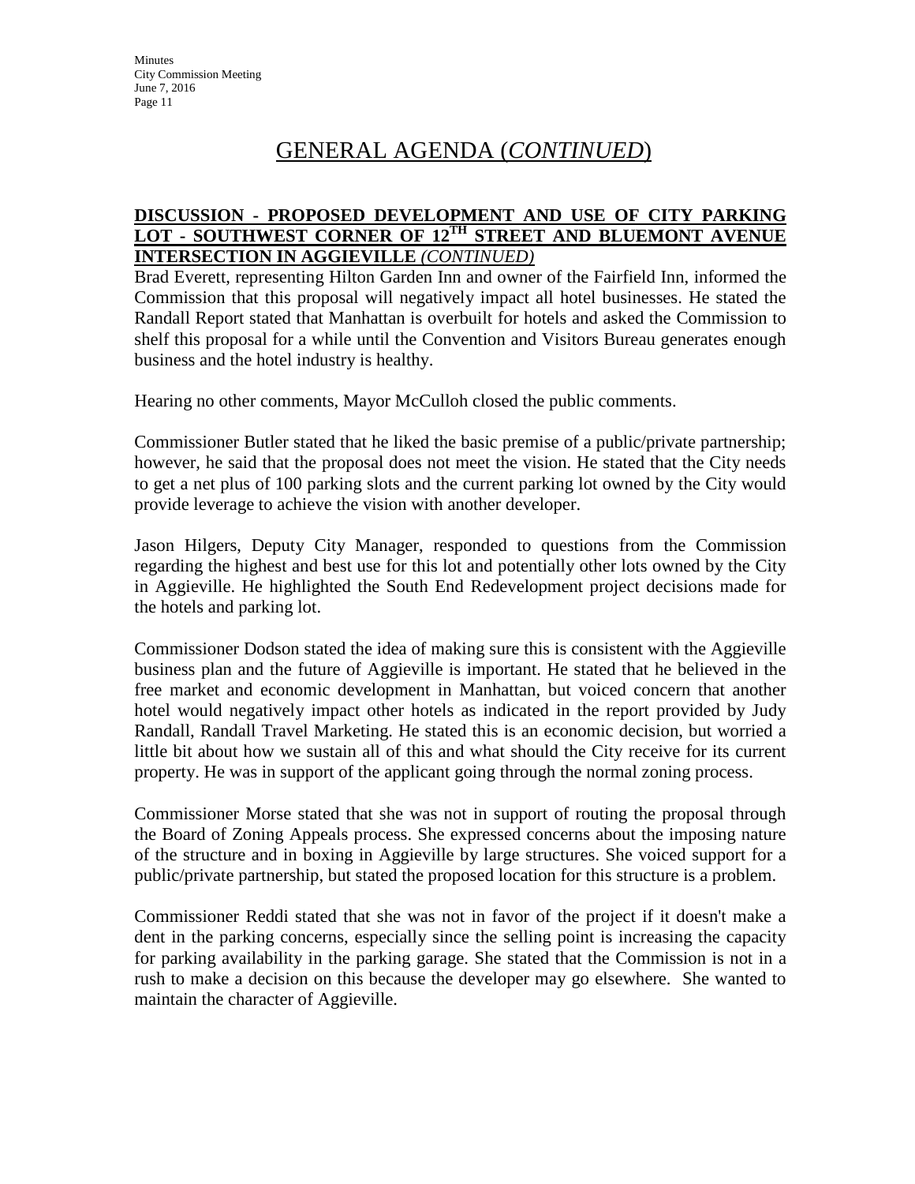# GENERAL AGENDA (*CONTINUED*)

**DISCUSSION - PROPOSED DEVELOPMENT AND USE OF CITY PARKING LOT - SOUTHWEST CORNER OF 12TH STREET AND BLUEMONT AVENUE INTERSECTION IN AGGIEVILLE *(CONTINUED)***

Brad Everett, representing Hilton Garden Inn and owner of the Fairfield Inn, informed the Commission that this proposal will negatively impact all hotel businesses. He stated the Randall Report stated that Manhattan is overbuilt for hotels and asked the Commission to shelf this proposal for a while until the Convention and Visitors Bureau generates enough business and the hotel industry is healthy.

Hearing no other comments, Mayor McCulloh closed the public comments.

Commissioner Butler stated that he liked the basic premise of a public/private partnership; however, he said that the proposal does not meet the vision. He stated that the City needs to get a net plus of 100 parking slots and the current parking lot owned by the City would provide leverage to achieve the vision with another developer.

Jason Hilgers, Deputy City Manager, responded to questions from the Commission regarding the highest and best use for this lot and potentially other lots owned by the City in Aggieville. He highlighted the South End Redevelopment project decisions made for the hotels and parking lot.

Commissioner Dodson stated the idea of making sure this is consistent with the Aggieville business plan and the future of Aggieville is important. He stated that he believed in the free market and economic development in Manhattan, but voiced concern that another hotel would negatively impact other hotels as indicated in the report provided by Judy Randall, Randall Travel Marketing. He stated this is an economic decision, but worried a little bit about how we sustain all of this and what should the City receive for its current property. He was in support of the applicant going through the normal zoning process.

Commissioner Morse stated that she was not in support of routing the proposal through the Board of Zoning Appeals process. She expressed concerns about the imposing nature of the structure and in boxing in Aggieville by large structures. She voiced support for a public/private partnership, but stated the proposed location for this structure is a problem.

Commissioner Reddi stated that she was not in favor of the project if it doesn't make a dent in the parking concerns, especially since the selling point is increasing the capacity for parking availability in the parking garage. She stated that the Commission is not in a rush to make a decision on this because the developer may go elsewhere. She wanted to maintain the character of Aggieville.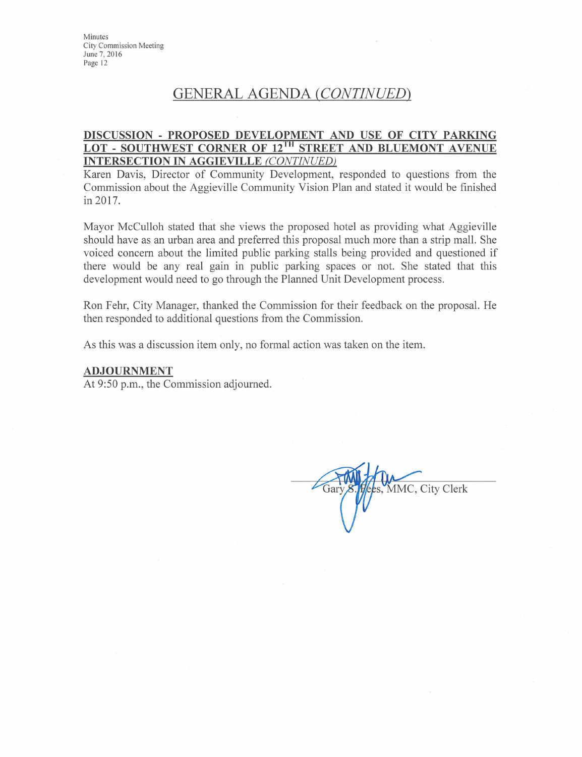## GENERAL AGENDA *(CONTINUED)*

**DISCUSSION - PROPOSED DEVELOPMENT AND USE OF CITY PARKING LOT - SOUTHWEST CORNER OF 12TH STREET AND BLUEMONT AVENUE INTERSECTION IN AGGIEVILLE** *(CONTINUED)*

Karen Davis, Director of Community Development, responded to questions from the Commission about the Aggieville Community Vision Plan and stated it would be finished in 2017.

Mayor McCulloh stated that she views the proposed hotel as providing what Aggieville should have as an urban area and preferred this proposal much more than a strip mall. She voiced concern about the limited public parking stalls being provided and questioned if there would be any real gain in public parking spaces or not. She stated that this development would need to go through the Planned Unit Development process.

Ron Fehr, City Manager, thanked the Commission for their feedback on the proposal. He then responded to additional questions from the Commission.

As this was a discussion item only, no formal action was taken on the item.

**ADJOURNMENT**

At 9:50 p.m., the Commission adjourned.

Gary S. Fees, MMC, City Clerk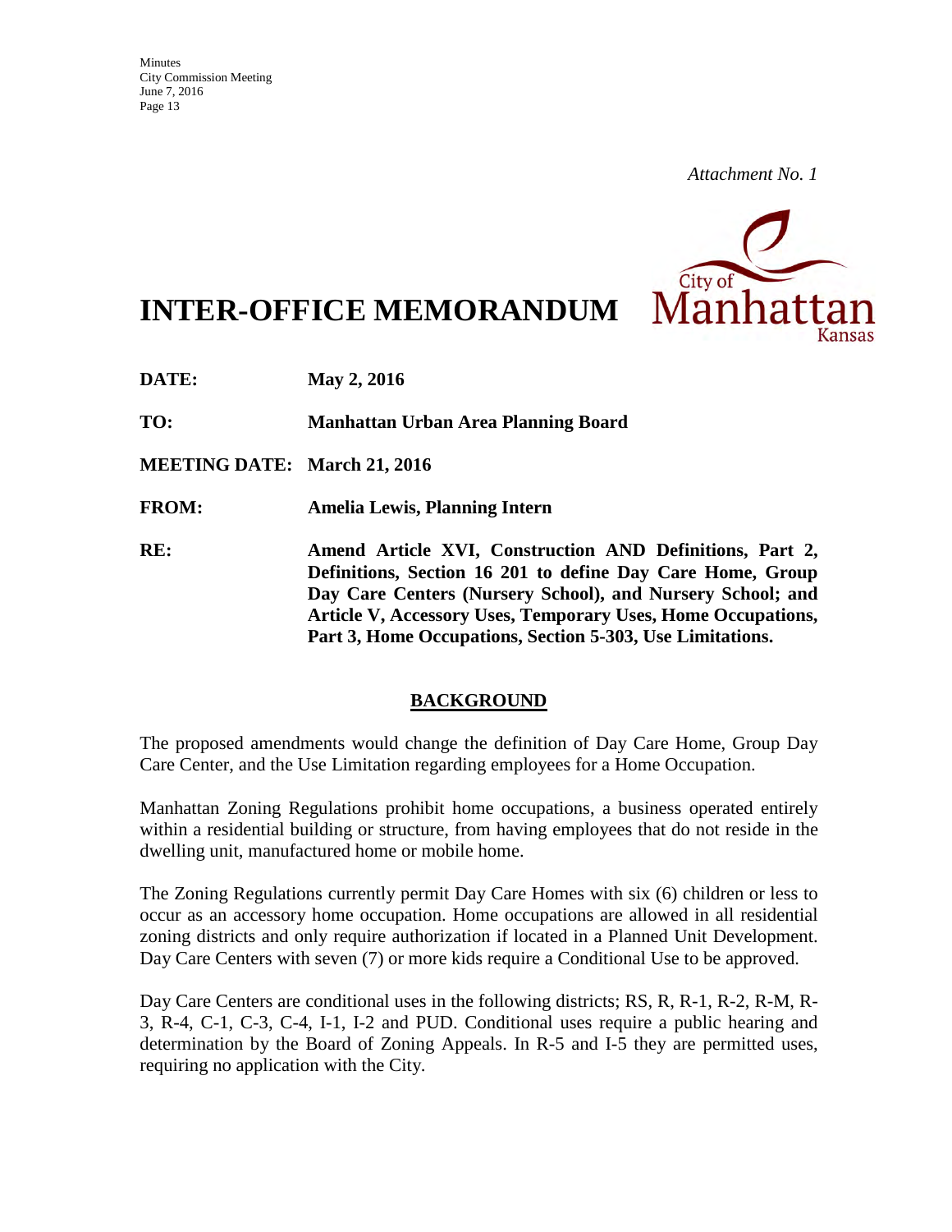*Attachment No. 1*

# INTER-OFFICE MEMORANDUM

**DATE:** **May 2, 2016**

**TO:** **Manhattan Urban Area Planning Board**

**MEETING DATE:** **March 21, 2016**

**FROM:** **Amelia Lewis, Planning Intern**

**RE:** **Amend Article XVI, Construction AND Definitions, Part 2, Definitions, Section 16 201 to define Day Care Home, Group Day Care Centers (Nursery School), and Nursery School; and Article V, Accessory Uses, Temporary Uses, Home Occupations, Part 3, Home Occupations, Section 5-303, Use Limitations.**

## BACKGROUND

The proposed amendments would change the definition of Day Care Home, Group Day Care Center, and the Use Limitation regarding employees for a Home Occupation.

Manhattan Zoning Regulations prohibit home occupations, a business operated entirely within a residential building or structure, from having employees that do not reside in the dwelling unit, manufactured home or mobile home.

The Zoning Regulations currently permit Day Care Homes with six (6) children or less to occur as an accessory home occupation. Home occupations are allowed in all residential zoning districts and only require authorization if located in a Planned Unit Development. Day Care Centers with seven (7) or more kids require a Conditional Use to be approved.

Day Care Centers are conditional uses in the following districts; RS, R, R-1, R-2, R-M, R-3, R-4, C-1, C-3, C-4, I-1, I-2 and PUD. Conditional uses require a public hearing and determination by the Board of Zoning Appeals. In R-5 and I-5 they are permitted uses, requiring no application with the City.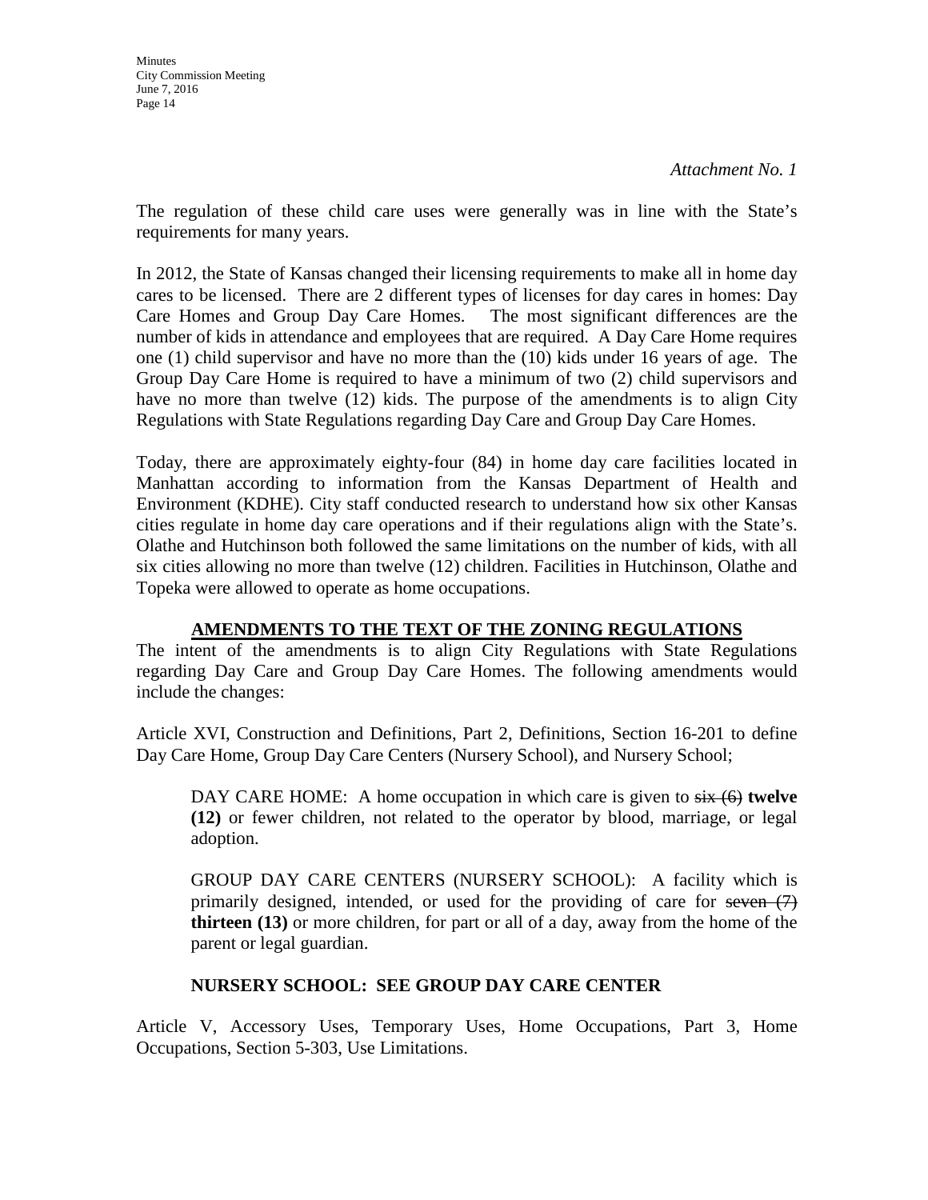*Attachment No. 1*

The regulation of these child care uses were generally was in line with the State's requirements for many years.

In 2012, the State of Kansas changed their licensing requirements to make all in home day cares to be licensed. There are 2 different types of licenses for day cares in homes: Day Care Homes and Group Day Care Homes. The most significant differences are the number of kids in attendance and employees that are required. A Day Care Home requires one (1) child supervisor and have no more than the (10) kids under 16 years of age. The Group Day Care Home is required to have a minimum of two (2) child supervisors and have no more than twelve (12) kids. The purpose of the amendments is to align City Regulations with State Regulations regarding Day Care and Group Day Care Homes.

Today, there are approximately eighty-four (84) in home day care facilities located in Manhattan according to information from the Kansas Department of Health and Environment (KDHE). City staff conducted research to understand how six other Kansas cities regulate in home day care operations and if their regulations align with the State's. Olathe and Hutchinson both followed the same limitations on the number of kids, with all six cities allowing no more than twelve (12) children. Facilities in Hutchinson, Olathe and Topeka were allowed to operate as home occupations.

## AMENDMENTS TO THE TEXT OF THE ZONING REGULATIONS

The intent of the amendments is to align City Regulations with State Regulations regarding Day Care and Group Day Care Homes. The following amendments would include the changes:

Article XVI, Construction and Definitions, Part 2, Definitions, Section 16-201 to define Day Care Home, Group Day Care Centers (Nursery School), and Nursery School;

> DAY CARE HOME: A home occupation in which care is given to ~~six (6)~~ **twelve (12)** or fewer children, not related to the operator by blood, marriage, or legal adoption.
>
> GROUP DAY CARE CENTERS (NURSERY SCHOOL): A facility which is primarily designed, intended, or used for the providing of care for ~~seven (7)~~ **thirteen (13)** or more children, for part or all of a day, away from the home of the parent or legal guardian.
>
> **NURSERY SCHOOL: SEE GROUP DAY CARE CENTER**

Article V, Accessory Uses, Temporary Uses, Home Occupations, Part 3, Home Occupations, Section 5-303, Use Limitations.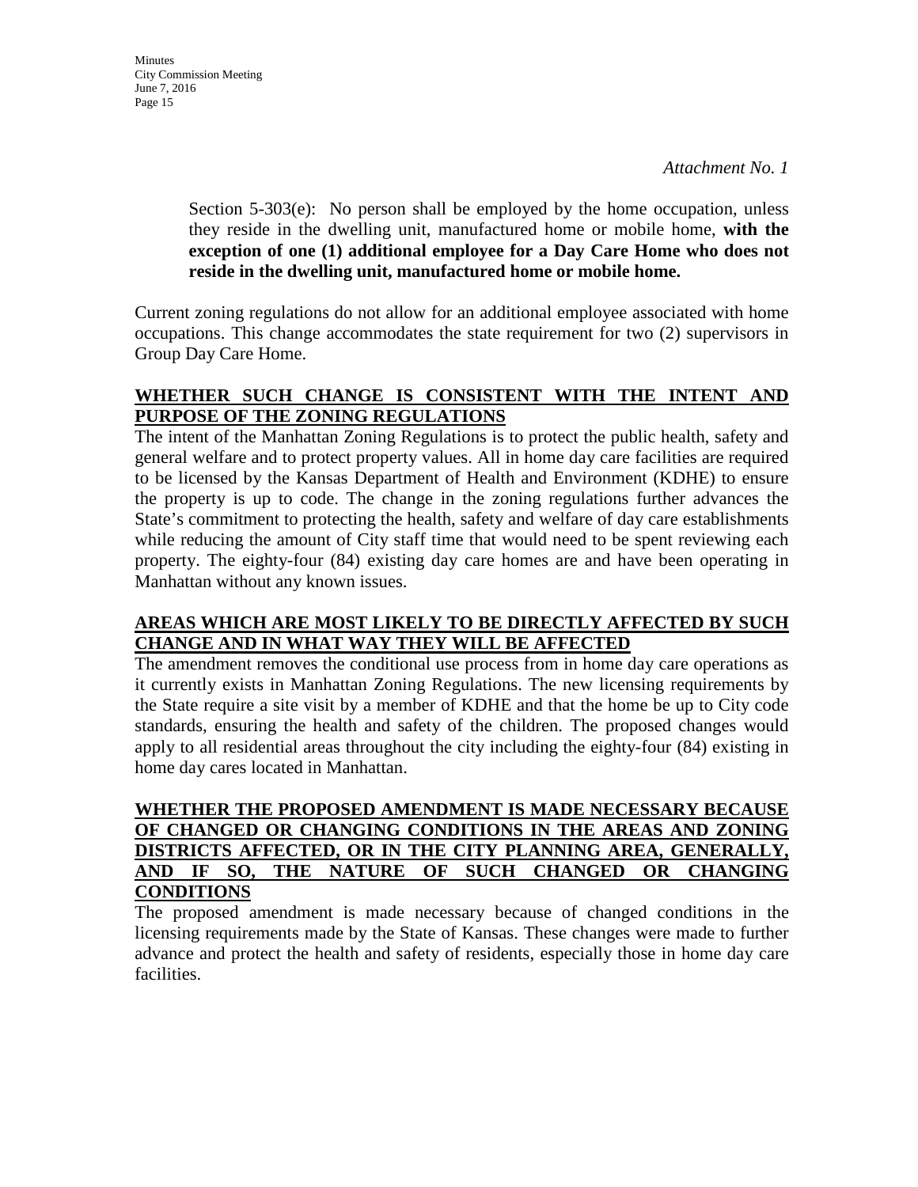*Attachment No. 1*

> Section 5-303(e): No person shall be employed by the home occupation, unless they reside in the dwelling unit, manufactured home or mobile home, **with the exception of one (1) additional employee for a Day Care Home who does not reside in the dwelling unit, manufactured home or mobile home.**

Current zoning regulations do not allow for an additional employee associated with home occupations. This change accommodates the state requirement for two (2) supervisors in Group Day Care Home.

**WHETHER SUCH CHANGE IS CONSISTENT WITH THE INTENT AND PURPOSE OF THE ZONING REGULATIONS**

The intent of the Manhattan Zoning Regulations is to protect the public health, safety and general welfare and to protect property values. All in home day care facilities are required to be licensed by the Kansas Department of Health and Environment (KDHE) to ensure the property is up to code. The change in the zoning regulations further advances the State's commitment to protecting the health, safety and welfare of day care establishments while reducing the amount of City staff time that would need to be spent reviewing each property. The eighty-four (84) existing day care homes are and have been operating in Manhattan without any known issues.

**AREAS WHICH ARE MOST LIKELY TO BE DIRECTLY AFFECTED BY SUCH CHANGE AND IN WHAT WAY THEY WILL BE AFFECTED**

The amendment removes the conditional use process from in home day care operations as it currently exists in Manhattan Zoning Regulations. The new licensing requirements by the State require a site visit by a member of KDHE and that the home be up to City code standards, ensuring the health and safety of the children. The proposed changes would apply to all residential areas throughout the city including the eighty-four (84) existing in home day cares located in Manhattan.

**WHETHER THE PROPOSED AMENDMENT IS MADE NECESSARY BECAUSE OF CHANGED OR CHANGING CONDITIONS IN THE AREAS AND ZONING DISTRICTS AFFECTED, OR IN THE CITY PLANNING AREA, GENERALLY, AND IF SO, THE NATURE OF SUCH CHANGED OR CHANGING CONDITIONS**

The proposed amendment is made necessary because of changed conditions in the licensing requirements made by the State of Kansas. These changes were made to further advance and protect the health and safety of residents, especially those in home day care facilities.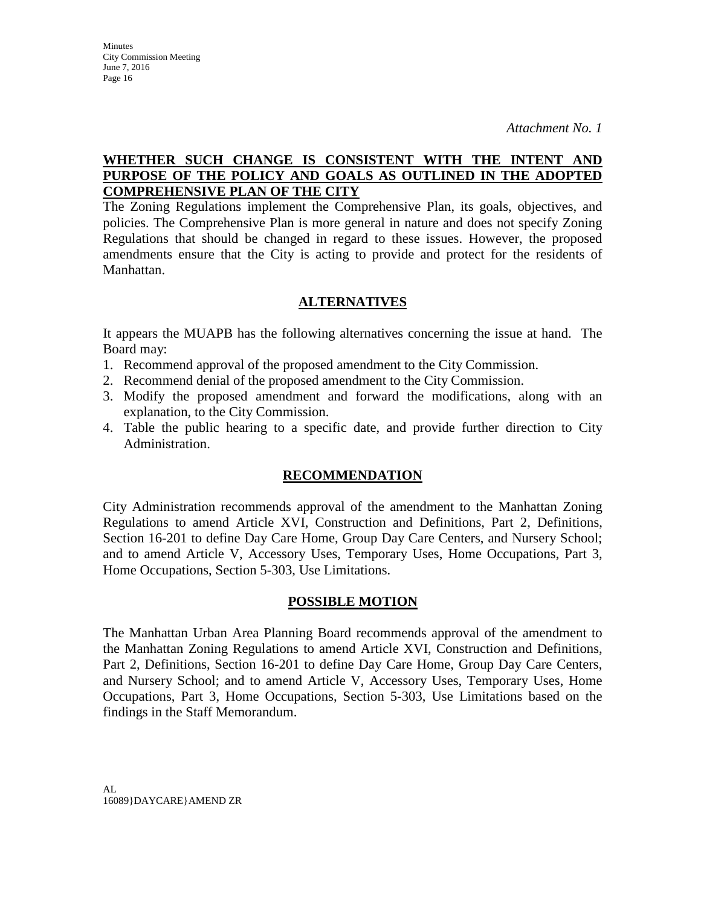*Attachment No. 1*

**WHETHER SUCH CHANGE IS CONSISTENT WITH THE INTENT AND PURPOSE OF THE POLICY AND GOALS AS OUTLINED IN THE ADOPTED COMPREHENSIVE PLAN OF THE CITY**

The Zoning Regulations implement the Comprehensive Plan, its goals, objectives, and policies. The Comprehensive Plan is more general in nature and does not specify Zoning Regulations that should be changed in regard to these issues. However, the proposed amendments ensure that the City is acting to provide and protect for the residents of Manhattan.

## ALTERNATIVES

It appears the MUAPB has the following alternatives concerning the issue at hand. The Board may:

1. Recommend approval of the proposed amendment to the City Commission.
2. Recommend denial of the proposed amendment to the City Commission.
3. Modify the proposed amendment and forward the modifications, along with an explanation, to the City Commission.
4. Table the public hearing to a specific date, and provide further direction to City Administration.

## RECOMMENDATION

City Administration recommends approval of the amendment to the Manhattan Zoning Regulations to amend Article XVI, Construction and Definitions, Part 2, Definitions, Section 16-201 to define Day Care Home, Group Day Care Centers, and Nursery School; and to amend Article V, Accessory Uses, Temporary Uses, Home Occupations, Part 3, Home Occupations, Section 5-303, Use Limitations.

## POSSIBLE MOTION

The Manhattan Urban Area Planning Board recommends approval of the amendment to the Manhattan Zoning Regulations to amend Article XVI, Construction and Definitions, Part 2, Definitions, Section 16-201 to define Day Care Home, Group Day Care Centers, and Nursery School; and to amend Article V, Accessory Uses, Temporary Uses, Home Occupations, Part 3, Home Occupations, Section 5-303, Use Limitations based on the findings in the Staff Memorandum.

AL
16089}DAYCARE}AMEND ZR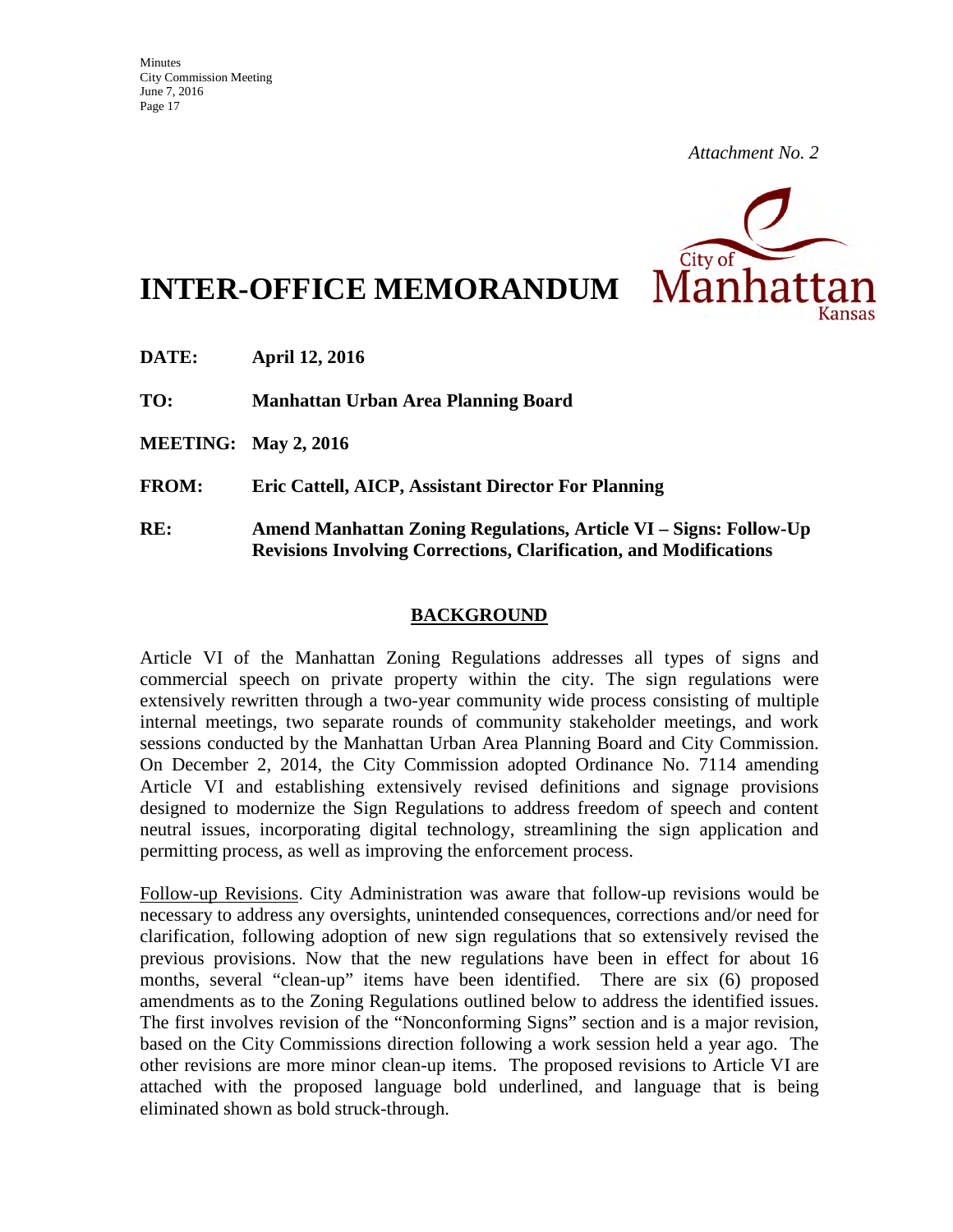*Attachment No. 2*

# INTER-OFFICE MEMORANDUM

**DATE:** **April 12, 2016**

**TO:** **Manhattan Urban Area Planning Board**

**MEETING:** **May 2, 2016**

**FROM:** **Eric Cattell, AICP, Assistant Director For Planning**

**RE:** **Amend Manhattan Zoning Regulations, Article VI – Signs: Follow-Up Revisions Involving Corrections, Clarification, and Modifications**

## BACKGROUND

Article VI of the Manhattan Zoning Regulations addresses all types of signs and commercial speech on private property within the city. The sign regulations were extensively rewritten through a two-year community wide process consisting of multiple internal meetings, two separate rounds of community stakeholder meetings, and work sessions conducted by the Manhattan Urban Area Planning Board and City Commission. On December 2, 2014, the City Commission adopted Ordinance No. 7114 amending Article VI and establishing extensively revised definitions and signage provisions designed to modernize the Sign Regulations to address freedom of speech and content neutral issues, incorporating digital technology, streamlining the sign application and permitting process, as well as improving the enforcement process.

<u>Follow-up Revisions</u>. City Administration was aware that follow-up revisions would be necessary to address any oversights, unintended consequences, corrections and/or need for clarification, following adoption of new sign regulations that so extensively revised the previous provisions. Now that the new regulations have been in effect for about 16 months, several "clean-up" items have been identified. There are six (6) proposed amendments as to the Zoning Regulations outlined below to address the identified issues. The first involves revision of the "Nonconforming Signs" section and is a major revision, based on the City Commissions direction following a work session held a year ago. The other revisions are more minor clean-up items. The proposed revisions to Article VI are attached with the proposed language bold underlined, and language that is being eliminated shown as bold struck-through.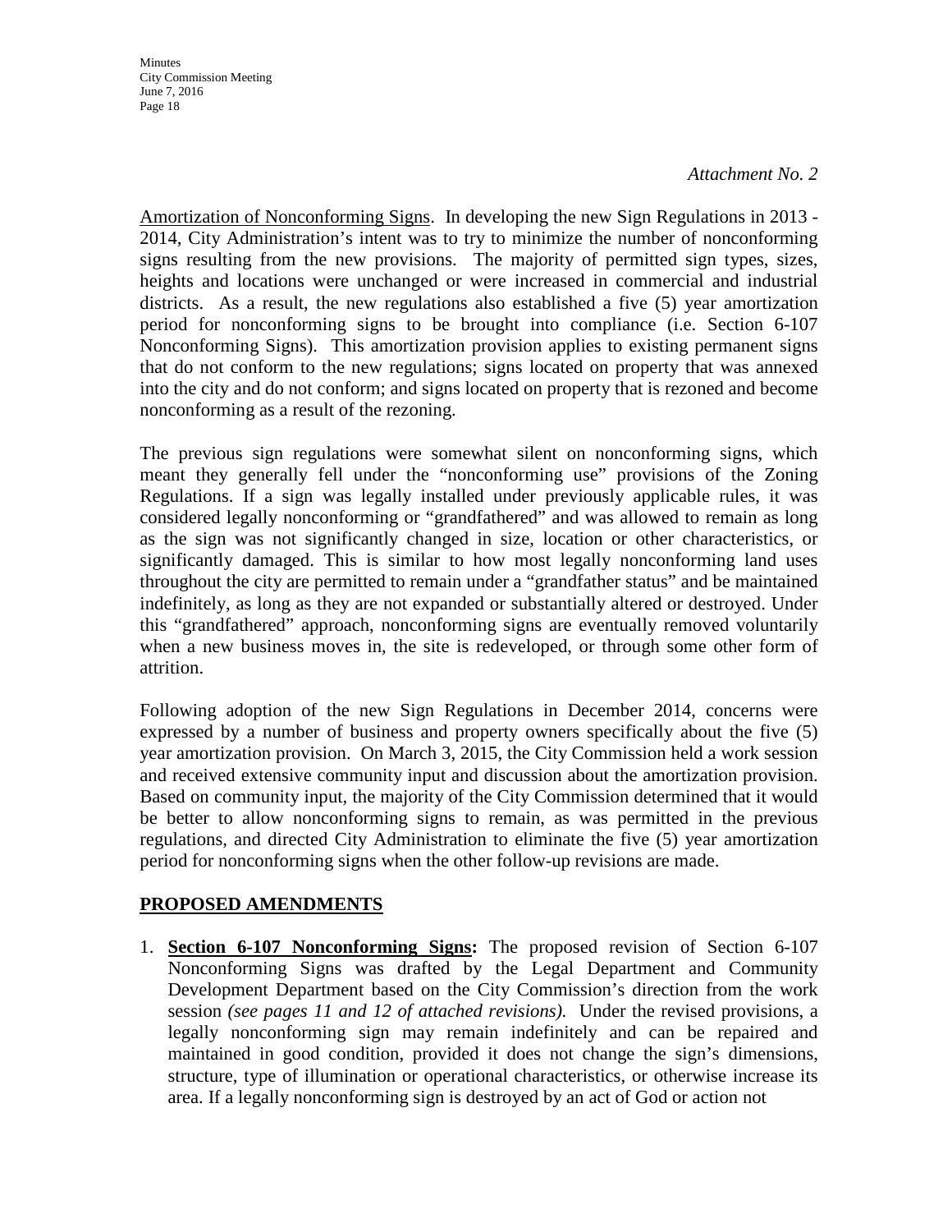*Attachment No. 2*

Amortization of Nonconforming Signs. In developing the new Sign Regulations in 2013 - 2014, City Administration's intent was to try to minimize the number of nonconforming signs resulting from the new provisions. The majority of permitted sign types, sizes, heights and locations were unchanged or were increased in commercial and industrial districts. As a result, the new regulations also established a five (5) year amortization period for nonconforming signs to be brought into compliance (i.e. Section 6-107 Nonconforming Signs). This amortization provision applies to existing permanent signs that do not conform to the new regulations; signs located on property that was annexed into the city and do not conform; and signs located on property that is rezoned and become nonconforming as a result of the rezoning.

The previous sign regulations were somewhat silent on nonconforming signs, which meant they generally fell under the "nonconforming use" provisions of the Zoning Regulations. If a sign was legally installed under previously applicable rules, it was considered legally nonconforming or "grandfathered" and was allowed to remain as long as the sign was not significantly changed in size, location or other characteristics, or significantly damaged. This is similar to how most legally nonconforming land uses throughout the city are permitted to remain under a "grandfather status" and be maintained indefinitely, as long as they are not expanded or substantially altered or destroyed. Under this "grandfathered" approach, nonconforming signs are eventually removed voluntarily when a new business moves in, the site is redeveloped, or through some other form of attrition.

Following adoption of the new Sign Regulations in December 2014, concerns were expressed by a number of business and property owners specifically about the five (5) year amortization provision. On March 3, 2015, the City Commission held a work session and received extensive community input and discussion about the amortization provision. Based on community input, the majority of the City Commission determined that it would be better to allow nonconforming signs to remain, as was permitted in the previous regulations, and directed City Administration to eliminate the five (5) year amortization period for nonconforming signs when the other follow-up revisions are made.

**PROPOSED AMENDMENTS**

1. **Section 6-107 Nonconforming Signs:** The proposed revision of Section 6-107 Nonconforming Signs was drafted by the Legal Department and Community Development Department based on the City Commission's direction from the work session *(see pages 11 and 12 of attached revisions).* Under the revised provisions, a legally nonconforming sign may remain indefinitely and can be repaired and maintained in good condition, provided it does not change the sign's dimensions, structure, type of illumination or operational characteristics, or otherwise increase its area. If a legally nonconforming sign is destroyed by an act of God or action not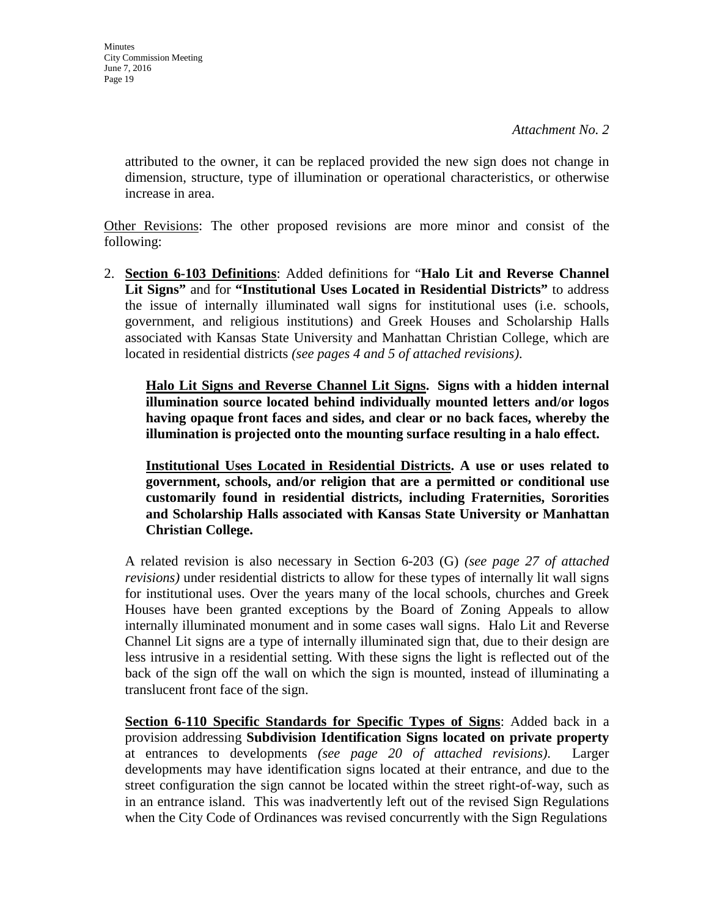*Attachment No. 2*

attributed to the owner, it can be replaced provided the new sign does not change in dimension, structure, type of illumination or operational characteristics, or otherwise increase in area.

Other Revisions: The other proposed revisions are more minor and consist of the following:

2. **Section 6-103 Definitions**: Added definitions for "**Halo Lit and Reverse Channel Lit Signs"** and for **"Institutional Uses Located in Residential Districts"** to address the issue of internally illuminated wall signs for institutional uses (i.e. schools, government, and religious institutions) and Greek Houses and Scholarship Halls associated with Kansas State University and Manhattan Christian College, which are located in residential districts *(see pages 4 and 5 of attached revisions)*.

   **Halo Lit Signs and Reverse Channel Lit Signs. Signs with a hidden internal illumination source located behind individually mounted letters and/or logos having opaque front faces and sides, and clear or no back faces, whereby the illumination is projected onto the mounting surface resulting in a halo effect.**

   **Institutional Uses Located in Residential Districts. A use or uses related to government, schools, and/or religion that are a permitted or conditional use customarily found in residential districts, including Fraternities, Sororities and Scholarship Halls associated with Kansas State University or Manhattan Christian College.**

   A related revision is also necessary in Section 6-203 (G) *(see page 27 of attached revisions)* under residential districts to allow for these types of internally lit wall signs for institutional uses. Over the years many of the local schools, churches and Greek Houses have been granted exceptions by the Board of Zoning Appeals to allow internally illuminated monument and in some cases wall signs. Halo Lit and Reverse Channel Lit signs are a type of internally illuminated sign that, due to their design are less intrusive in a residential setting. With these signs the light is reflected out of the back of the sign off the wall on which the sign is mounted, instead of illuminating a translucent front face of the sign.

   **Section 6-110 Specific Standards for Specific Types of Signs**: Added back in a provision addressing **Subdivision Identification Signs located on private property** at entrances to developments *(see page 20 of attached revisions)*. Larger developments may have identification signs located at their entrance, and due to the street configuration the sign cannot be located within the street right-of-way, such as in an entrance island. This was inadvertently left out of the revised Sign Regulations when the City Code of Ordinances was revised concurrently with the Sign Regulations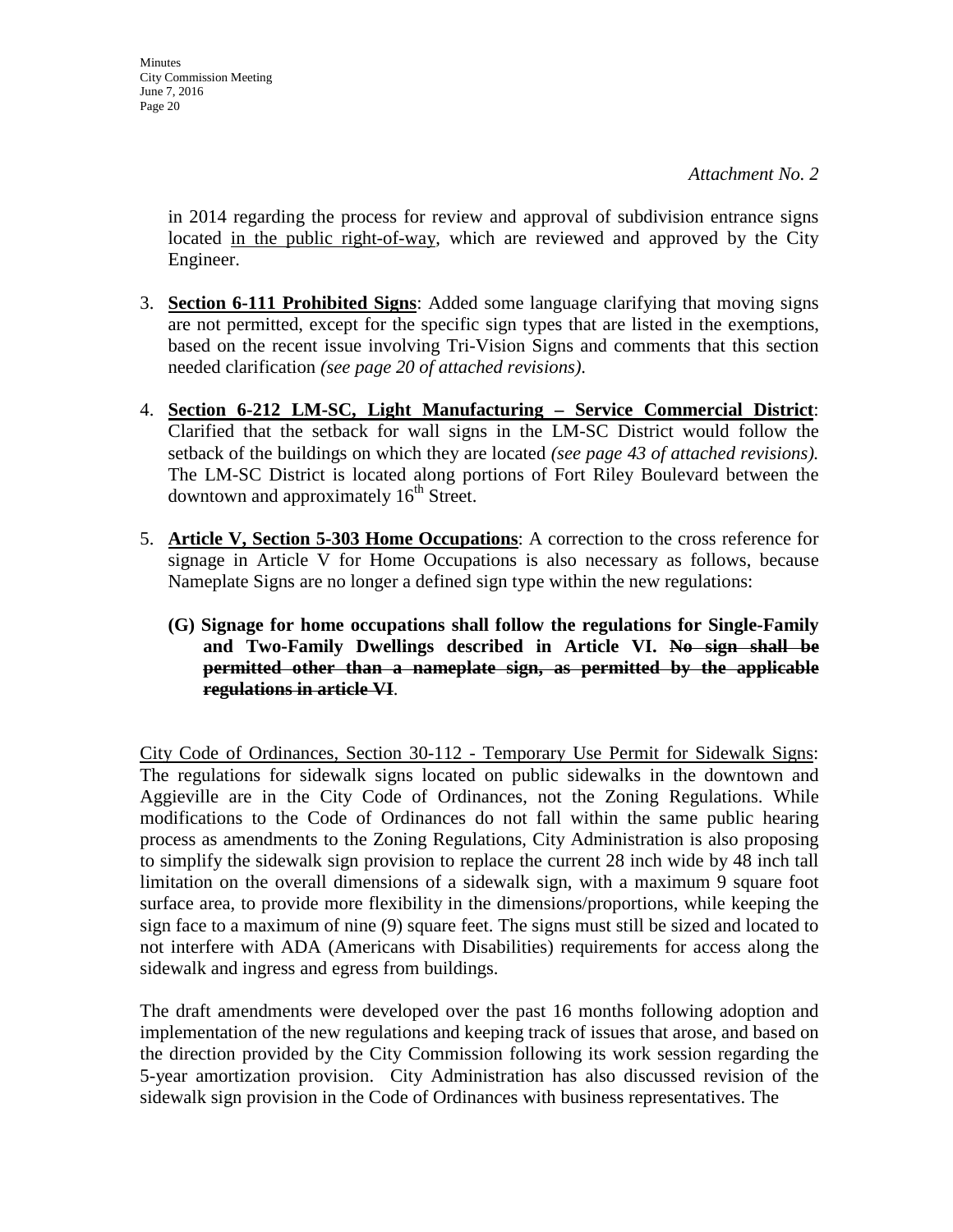*Attachment No. 2*

in 2014 regarding the process for review and approval of subdivision entrance signs located <u>in the public right-of-way</u>, which are reviewed and approved by the City Engineer.

3. **<u>Section 6-111 Prohibited Signs</u>**: Added some language clarifying that moving signs are not permitted, except for the specific sign types that are listed in the exemptions, based on the recent issue involving Tri-Vision Signs and comments that this section needed clarification *(see page 20 of attached revisions)*.

4. **<u>Section 6-212 LM-SC, Light Manufacturing – Service Commercial District</u>**: Clarified that the setback for wall signs in the LM-SC District would follow the setback of the buildings on which they are located *(see page 43 of attached revisions).* The LM-SC District is located along portions of Fort Riley Boulevard between the downtown and approximately 16th Street.

5. **<u>Article V, Section 5-303 Home Occupations</u>**: A correction to the cross reference for signage in Article V for Home Occupations is also necessary as follows, because Nameplate Signs are no longer a defined sign type within the new regulations:

   **(G) Signage for home occupations shall follow the regulations for Single-Family and Two-Family Dwellings described in Article VI. ~~No sign shall be permitted other than a nameplate sign, as permitted by the applicable regulations in article VI~~**.

<u>City Code of Ordinances, Section 30-112 - Temporary Use Permit for Sidewalk Signs</u>: The regulations for sidewalk signs located on public sidewalks in the downtown and Aggieville are in the City Code of Ordinances, not the Zoning Regulations. While modifications to the Code of Ordinances do not fall within the same public hearing process as amendments to the Zoning Regulations, City Administration is also proposing to simplify the sidewalk sign provision to replace the current 28 inch wide by 48 inch tall limitation on the overall dimensions of a sidewalk sign, with a maximum 9 square foot surface area, to provide more flexibility in the dimensions/proportions, while keeping the sign face to a maximum of nine (9) square feet. The signs must still be sized and located to not interfere with ADA (Americans with Disabilities) requirements for access along the sidewalk and ingress and egress from buildings.

The draft amendments were developed over the past 16 months following adoption and implementation of the new regulations and keeping track of issues that arose, and based on the direction provided by the City Commission following its work session regarding the 5-year amortization provision. City Administration has also discussed revision of the sidewalk sign provision in the Code of Ordinances with business representatives. The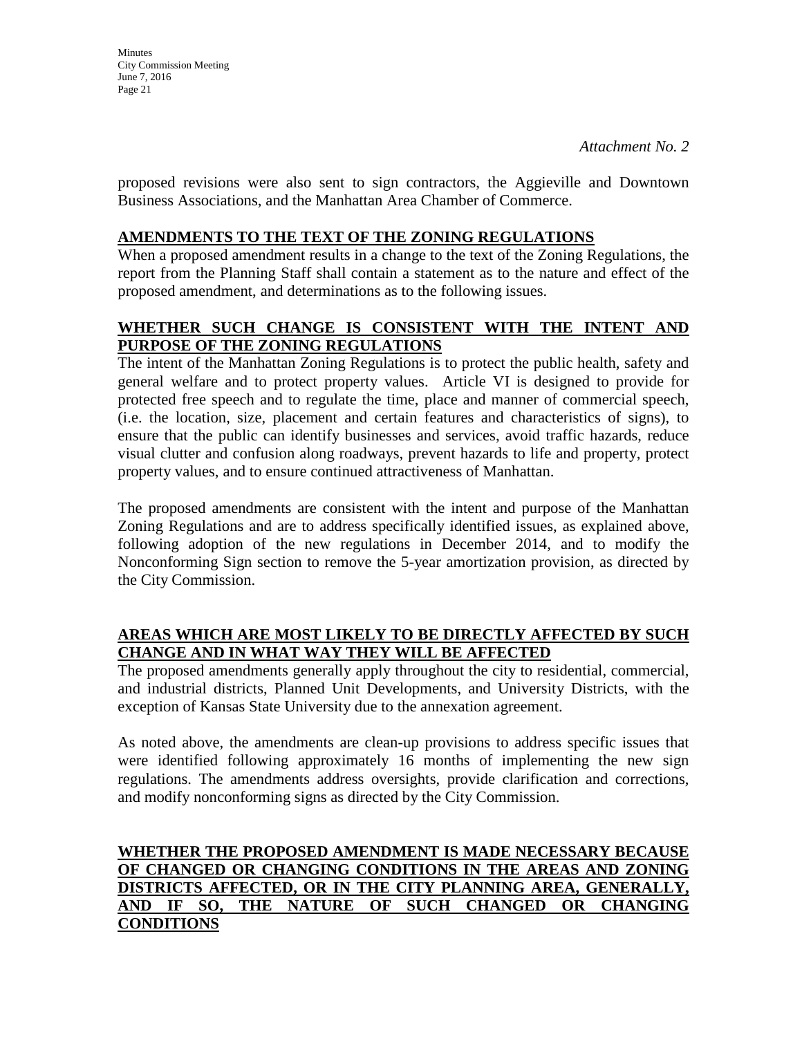*Attachment No. 2*

proposed revisions were also sent to sign contractors, the Aggieville and Downtown Business Associations, and the Manhattan Area Chamber of Commerce.

**AMENDMENTS TO THE TEXT OF THE ZONING REGULATIONS**

When a proposed amendment results in a change to the text of the Zoning Regulations, the report from the Planning Staff shall contain a statement as to the nature and effect of the proposed amendment, and determinations as to the following issues.

**WHETHER SUCH CHANGE IS CONSISTENT WITH THE INTENT AND PURPOSE OF THE ZONING REGULATIONS**

The intent of the Manhattan Zoning Regulations is to protect the public health, safety and general welfare and to protect property values. Article VI is designed to provide for protected free speech and to regulate the time, place and manner of commercial speech, (i.e. the location, size, placement and certain features and characteristics of signs), to ensure that the public can identify businesses and services, avoid traffic hazards, reduce visual clutter and confusion along roadways, prevent hazards to life and property, protect property values, and to ensure continued attractiveness of Manhattan.

The proposed amendments are consistent with the intent and purpose of the Manhattan Zoning Regulations and are to address specifically identified issues, as explained above, following adoption of the new regulations in December 2014, and to modify the Nonconforming Sign section to remove the 5-year amortization provision, as directed by the City Commission.

**AREAS WHICH ARE MOST LIKELY TO BE DIRECTLY AFFECTED BY SUCH CHANGE AND IN WHAT WAY THEY WILL BE AFFECTED**

The proposed amendments generally apply throughout the city to residential, commercial, and industrial districts, Planned Unit Developments, and University Districts, with the exception of Kansas State University due to the annexation agreement.

As noted above, the amendments are clean-up provisions to address specific issues that were identified following approximately 16 months of implementing the new sign regulations. The amendments address oversights, provide clarification and corrections, and modify nonconforming signs as directed by the City Commission.

**WHETHER THE PROPOSED AMENDMENT IS MADE NECESSARY BECAUSE OF CHANGED OR CHANGING CONDITIONS IN THE AREAS AND ZONING DISTRICTS AFFECTED, OR IN THE CITY PLANNING AREA, GENERALLY, AND IF SO, THE NATURE OF SUCH CHANGED OR CHANGING CONDITIONS**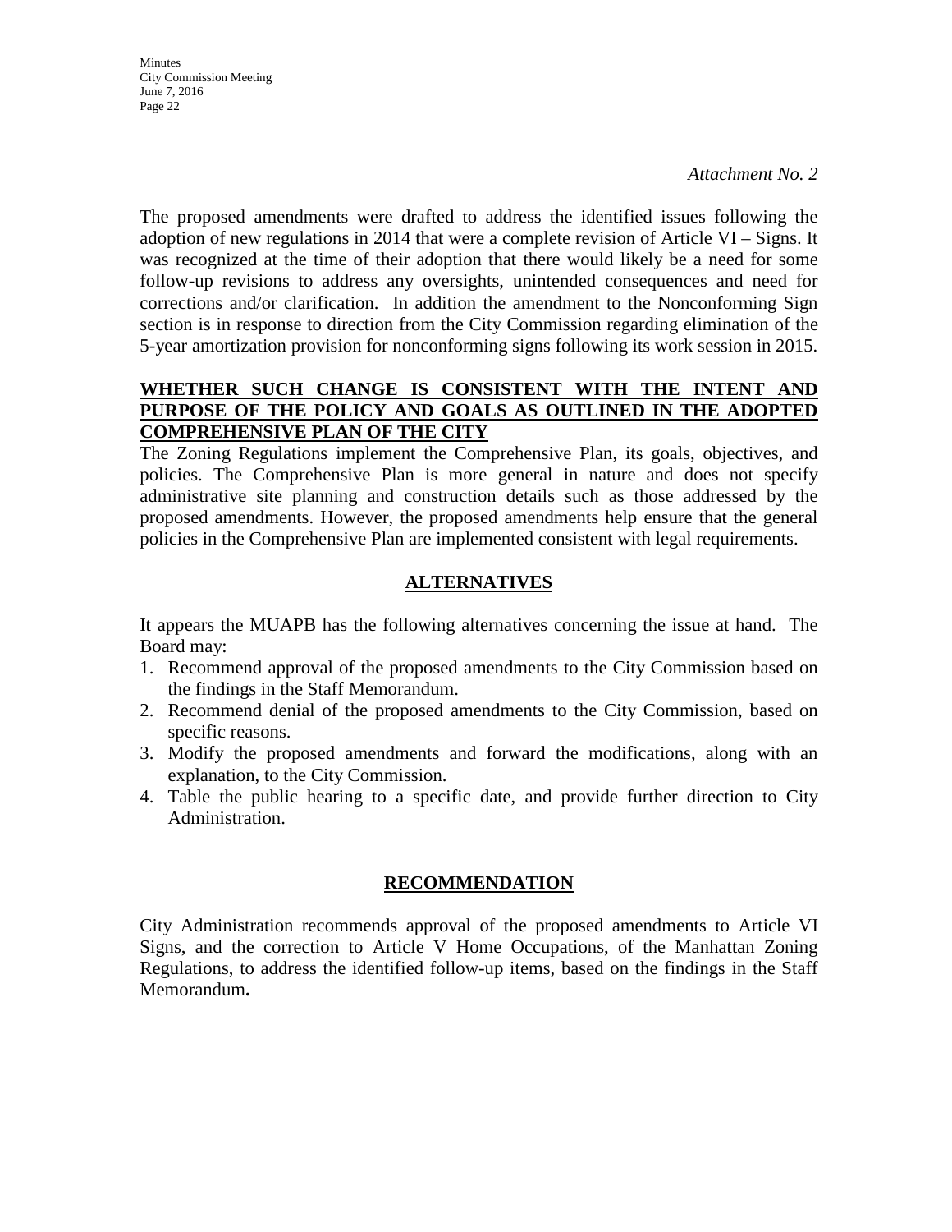*Attachment No. 2*

The proposed amendments were drafted to address the identified issues following the adoption of new regulations in 2014 that were a complete revision of Article VI – Signs. It was recognized at the time of their adoption that there would likely be a need for some follow-up revisions to address any oversights, unintended consequences and need for corrections and/or clarification. In addition the amendment to the Nonconforming Sign section is in response to direction from the City Commission regarding elimination of the 5-year amortization provision for nonconforming signs following its work session in 2015.

**WHETHER SUCH CHANGE IS CONSISTENT WITH THE INTENT AND PURPOSE OF THE POLICY AND GOALS AS OUTLINED IN THE ADOPTED COMPREHENSIVE PLAN OF THE CITY**

The Zoning Regulations implement the Comprehensive Plan, its goals, objectives, and policies. The Comprehensive Plan is more general in nature and does not specify administrative site planning and construction details such as those addressed by the proposed amendments. However, the proposed amendments help ensure that the general policies in the Comprehensive Plan are implemented consistent with legal requirements.

## ALTERNATIVES

It appears the MUAPB has the following alternatives concerning the issue at hand. The Board may:

1. Recommend approval of the proposed amendments to the City Commission based on the findings in the Staff Memorandum.
2. Recommend denial of the proposed amendments to the City Commission, based on specific reasons.
3. Modify the proposed amendments and forward the modifications, along with an explanation, to the City Commission.
4. Table the public hearing to a specific date, and provide further direction to City Administration.

## RECOMMENDATION

City Administration recommends approval of the proposed amendments to Article VI Signs, and the correction to Article V Home Occupations, of the Manhattan Zoning Regulations, to address the identified follow-up items, based on the findings in the Staff Memorandum**.**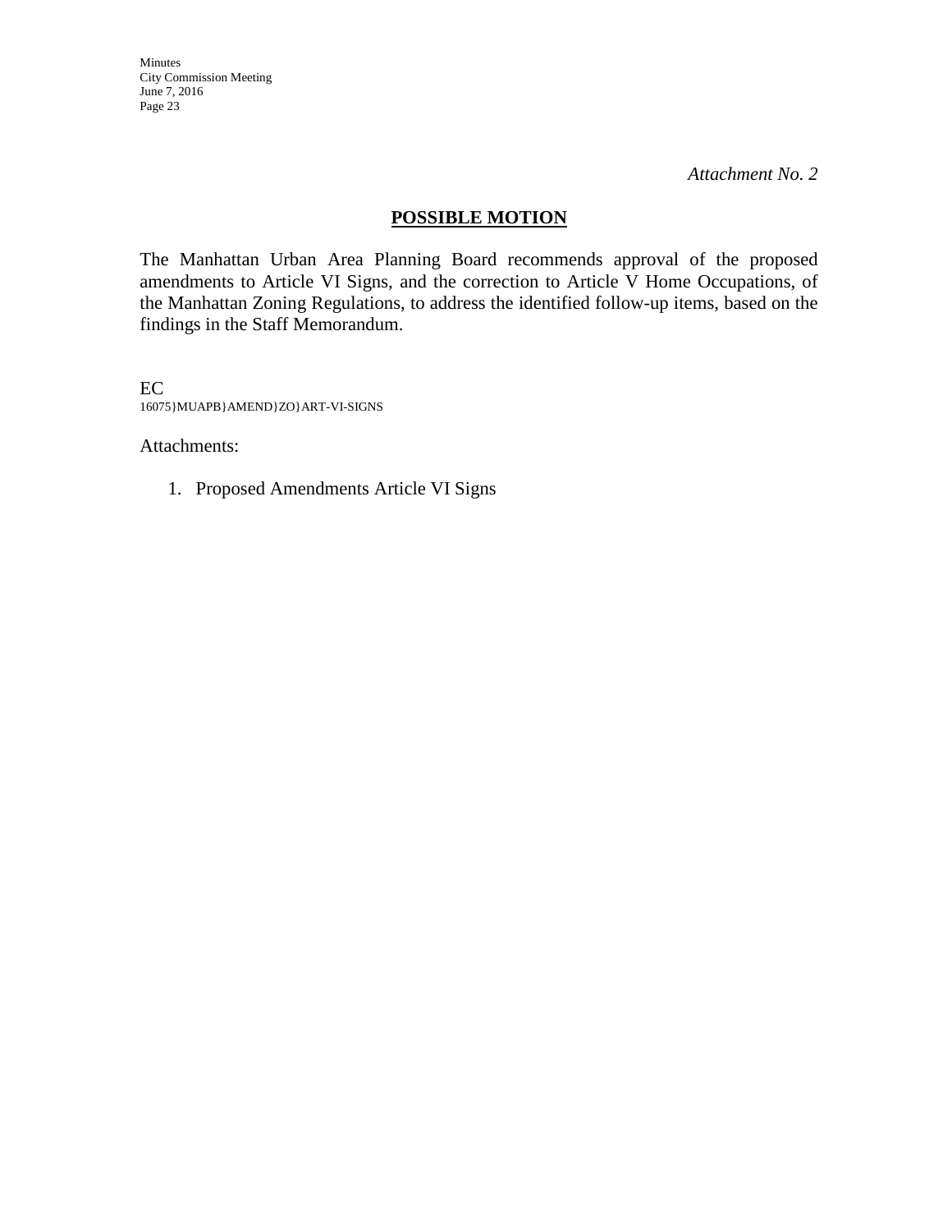*Attachment No. 2*

## POSSIBLE MOTION

The Manhattan Urban Area Planning Board recommends approval of the proposed amendments to Article VI Signs, and the correction to Article V Home Occupations, of the Manhattan Zoning Regulations, to address the identified follow-up items, based on the findings in the Staff Memorandum.

EC
16075}MUAPB}AMEND}ZO}ART-VI-SIGNS

Attachments:

1. Proposed Amendments Article VI Signs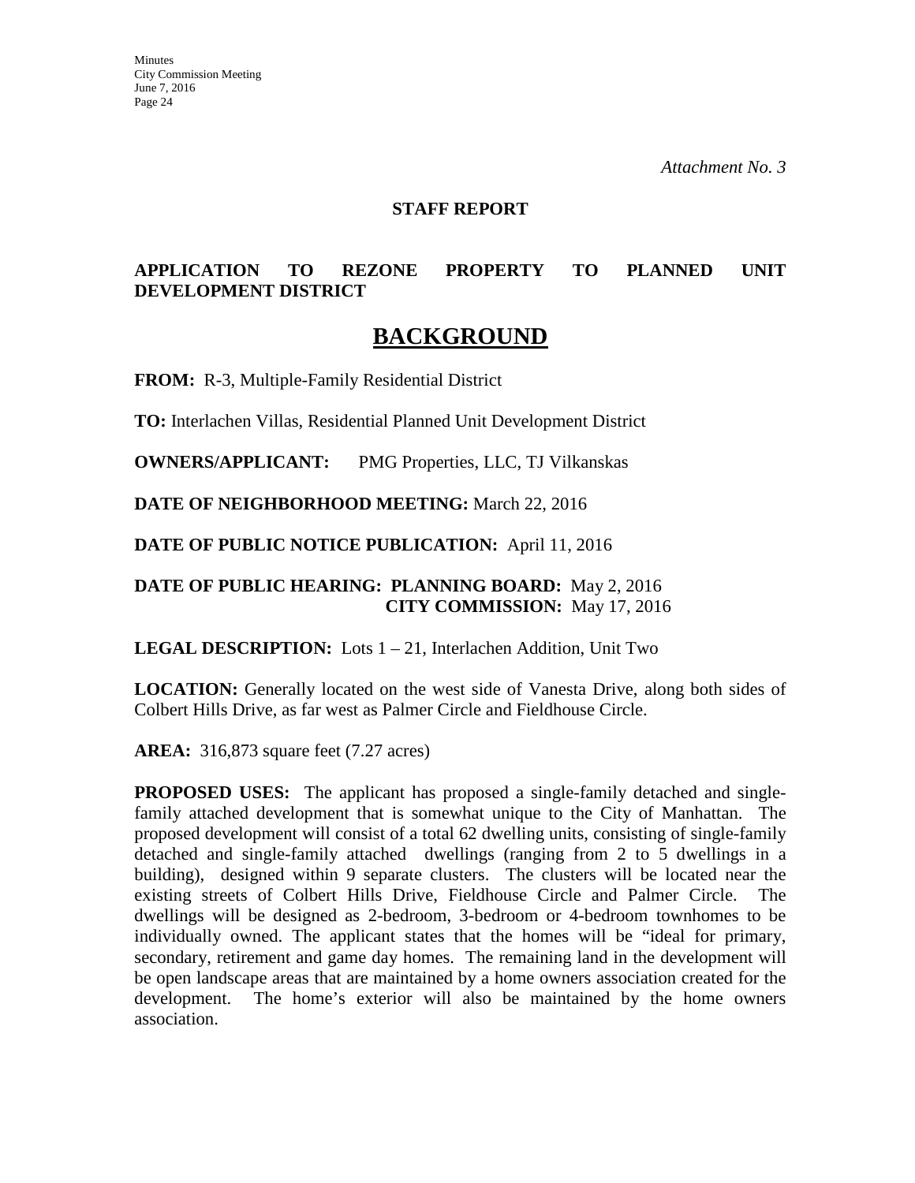*Attachment No. 3*

**STAFF REPORT**

**APPLICATION TO REZONE PROPERTY TO PLANNED UNIT DEVELOPMENT DISTRICT**

# BACKGROUND

**FROM:** R-3, Multiple-Family Residential District

**TO:** Interlachen Villas, Residential Planned Unit Development District

**OWNERS/APPLICANT:** PMG Properties, LLC, TJ Vilkanskas

**DATE OF NEIGHBORHOOD MEETING:** March 22, 2016

**DATE OF PUBLIC NOTICE PUBLICATION:** April 11, 2016

**DATE OF PUBLIC HEARING: PLANNING BOARD:** May 2, 2016
**CITY COMMISSION:** May 17, 2016

**LEGAL DESCRIPTION:** Lots 1 – 21, Interlachen Addition, Unit Two

**LOCATION:** Generally located on the west side of Vanesta Drive, along both sides of Colbert Hills Drive, as far west as Palmer Circle and Fieldhouse Circle.

**AREA:** 316,873 square feet (7.27 acres)

**PROPOSED USES:** The applicant has proposed a single-family detached and single-family attached development that is somewhat unique to the City of Manhattan. The proposed development will consist of a total 62 dwelling units, consisting of single-family detached and single-family attached dwellings (ranging from 2 to 5 dwellings in a building), designed within 9 separate clusters. The clusters will be located near the existing streets of Colbert Hills Drive, Fieldhouse Circle and Palmer Circle. The dwellings will be designed as 2-bedroom, 3-bedroom or 4-bedroom townhomes to be individually owned. The applicant states that the homes will be "ideal for primary, secondary, retirement and game day homes. The remaining land in the development will be open landscape areas that are maintained by a home owners association created for the development. The home's exterior will also be maintained by the home owners association.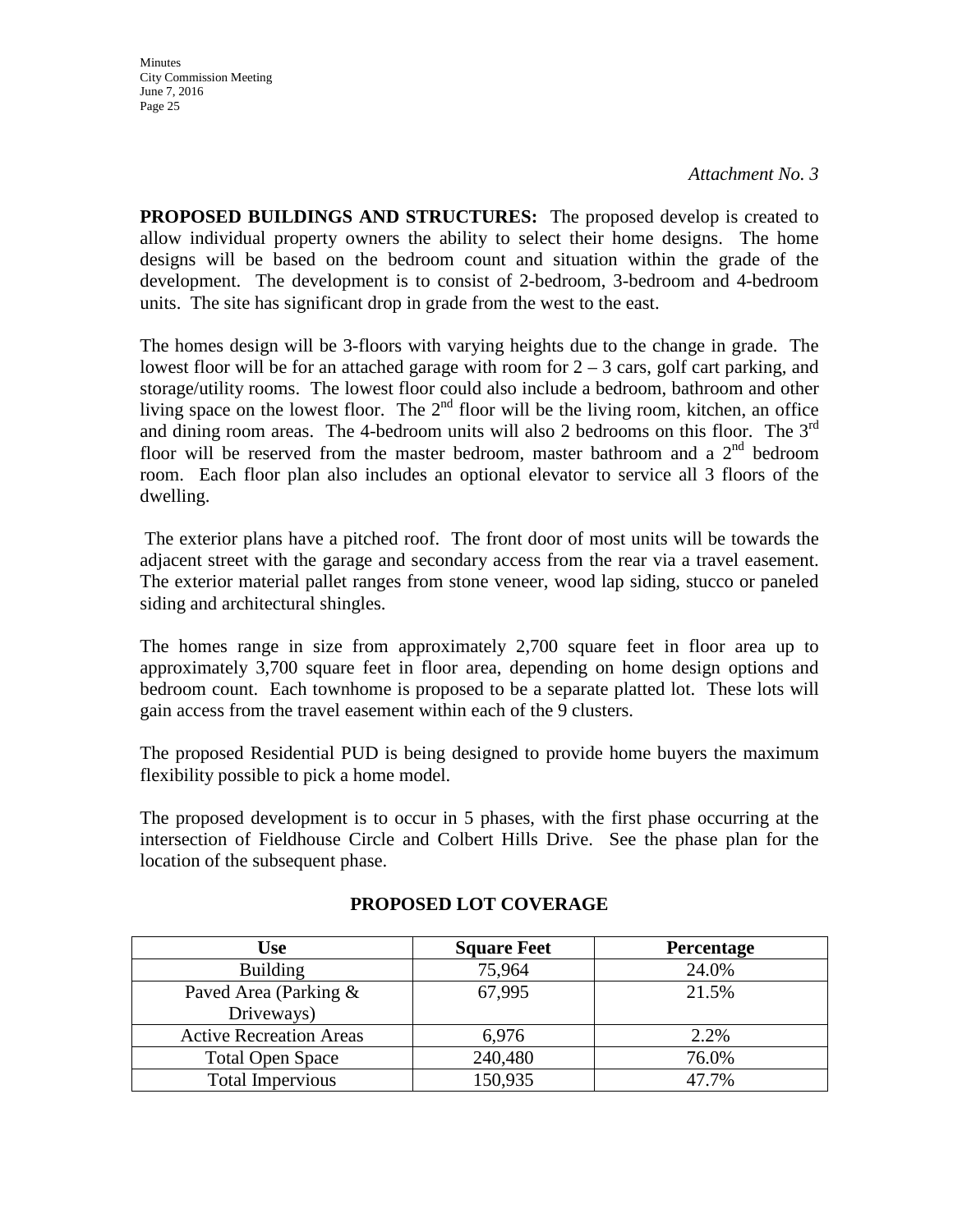*Attachment No. 3*

**PROPOSED BUILDINGS AND STRUCTURES:** The proposed develop is created to allow individual property owners the ability to select their home designs. The home designs will be based on the bedroom count and situation within the grade of the development. The development is to consist of 2-bedroom, 3-bedroom and 4-bedroom units. The site has significant drop in grade from the west to the east.

The homes design will be 3-floors with varying heights due to the change in grade. The lowest floor will be for an attached garage with room for 2 – 3 cars, golf cart parking, and storage/utility rooms. The lowest floor could also include a bedroom, bathroom and other living space on the lowest floor. The 2nd floor will be the living room, kitchen, an office and dining room areas. The 4-bedroom units will also 2 bedrooms on this floor. The 3rd floor will be reserved from the master bedroom, master bathroom and a 2nd bedroom room. Each floor plan also includes an optional elevator to service all 3 floors of the dwelling.

The exterior plans have a pitched roof. The front door of most units will be towards the adjacent street with the garage and secondary access from the rear via a travel easement. The exterior material pallet ranges from stone veneer, wood lap siding, stucco or paneled siding and architectural shingles.

The homes range in size from approximately 2,700 square feet in floor area up to approximately 3,700 square feet in floor area, depending on home design options and bedroom count. Each townhome is proposed to be a separate platted lot. These lots will gain access from the travel easement within each of the 9 clusters.

The proposed Residential PUD is being designed to provide home buyers the maximum flexibility possible to pick a home model.

The proposed development is to occur in 5 phases, with the first phase occurring at the intersection of Fieldhouse Circle and Colbert Hills Drive. See the phase plan for the location of the subsequent phase.

**PROPOSED LOT COVERAGE**

| Use | Square Feet | Percentage |
|---|---|---|
| Building | 75,964 | 24.0% |
| Paved Area (Parking & Driveways) | 67,995 | 21.5% |
| Active Recreation Areas | 6,976 | 2.2% |
| Total Open Space | 240,480 | 76.0% |
| Total Impervious | 150,935 | 47.7% |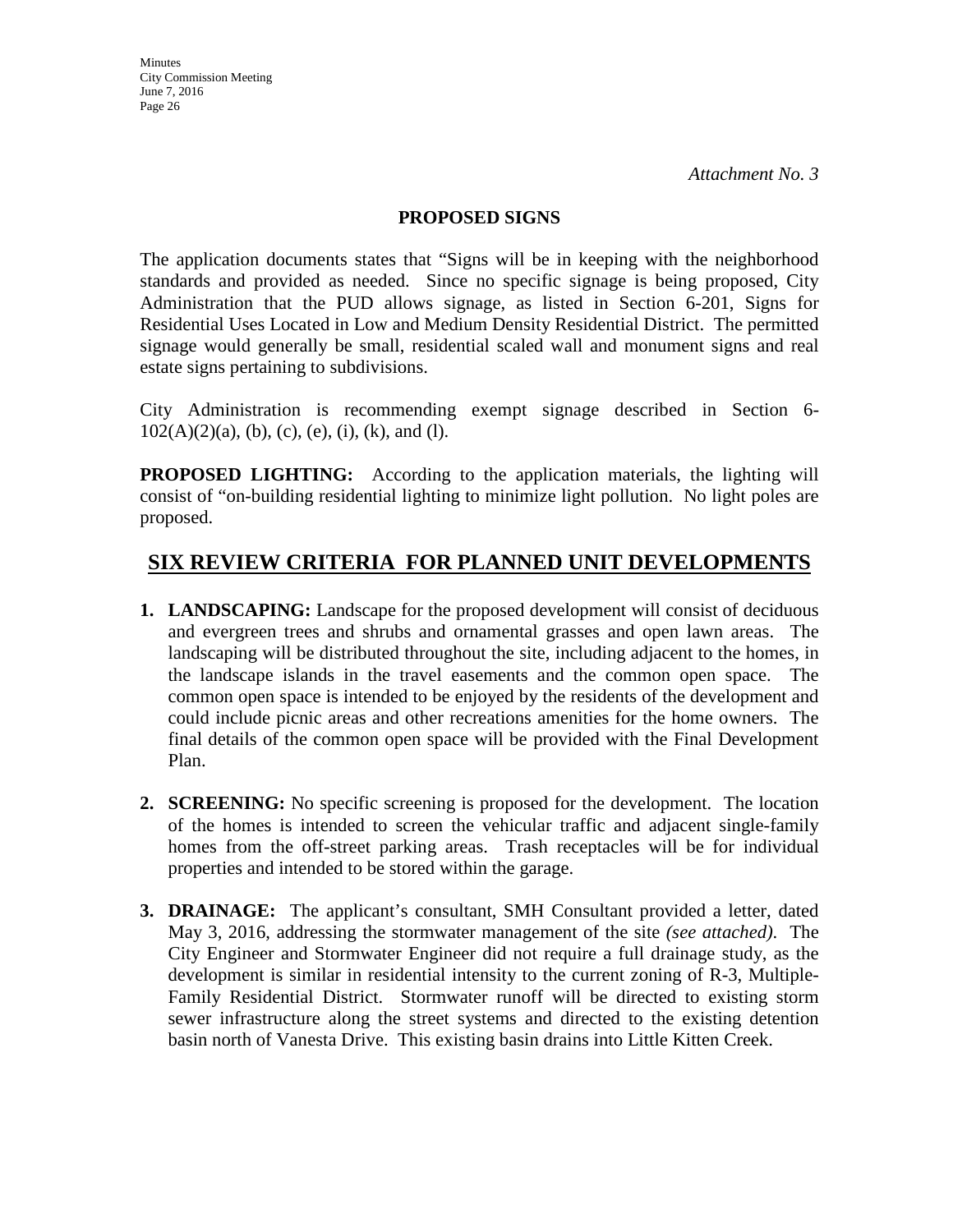*Attachment No. 3*

**PROPOSED SIGNS**

The application documents states that "Signs will be in keeping with the neighborhood standards and provided as needed. Since no specific signage is being proposed, City Administration that the PUD allows signage, as listed in Section 6-201, Signs for Residential Uses Located in Low and Medium Density Residential District. The permitted signage would generally be small, residential scaled wall and monument signs and real estate signs pertaining to subdivisions.

City Administration is recommending exempt signage described in Section 6-102(A)(2)(a), (b), (c), (e), (i), (k), and (l).

**PROPOSED LIGHTING:** According to the application materials, the lighting will consist of "on-building residential lighting to minimize light pollution. No light poles are proposed.

## SIX REVIEW CRITERIA FOR PLANNED UNIT DEVELOPMENTS

1. **LANDSCAPING:** Landscape for the proposed development will consist of deciduous and evergreen trees and shrubs and ornamental grasses and open lawn areas. The landscaping will be distributed throughout the site, including adjacent to the homes, in the landscape islands in the travel easements and the common open space. The common open space is intended to be enjoyed by the residents of the development and could include picnic areas and other recreations amenities for the home owners. The final details of the common open space will be provided with the Final Development Plan.

2. **SCREENING:** No specific screening is proposed for the development. The location of the homes is intended to screen the vehicular traffic and adjacent single-family homes from the off-street parking areas. Trash receptacles will be for individual properties and intended to be stored within the garage.

3. **DRAINAGE:** The applicant's consultant, SMH Consultant provided a letter, dated May 3, 2016, addressing the stormwater management of the site *(see attached)*. The City Engineer and Stormwater Engineer did not require a full drainage study, as the development is similar in residential intensity to the current zoning of R-3, Multiple-Family Residential District. Stormwater runoff will be directed to existing storm sewer infrastructure along the street systems and directed to the existing detention basin north of Vanesta Drive. This existing basin drains into Little Kitten Creek.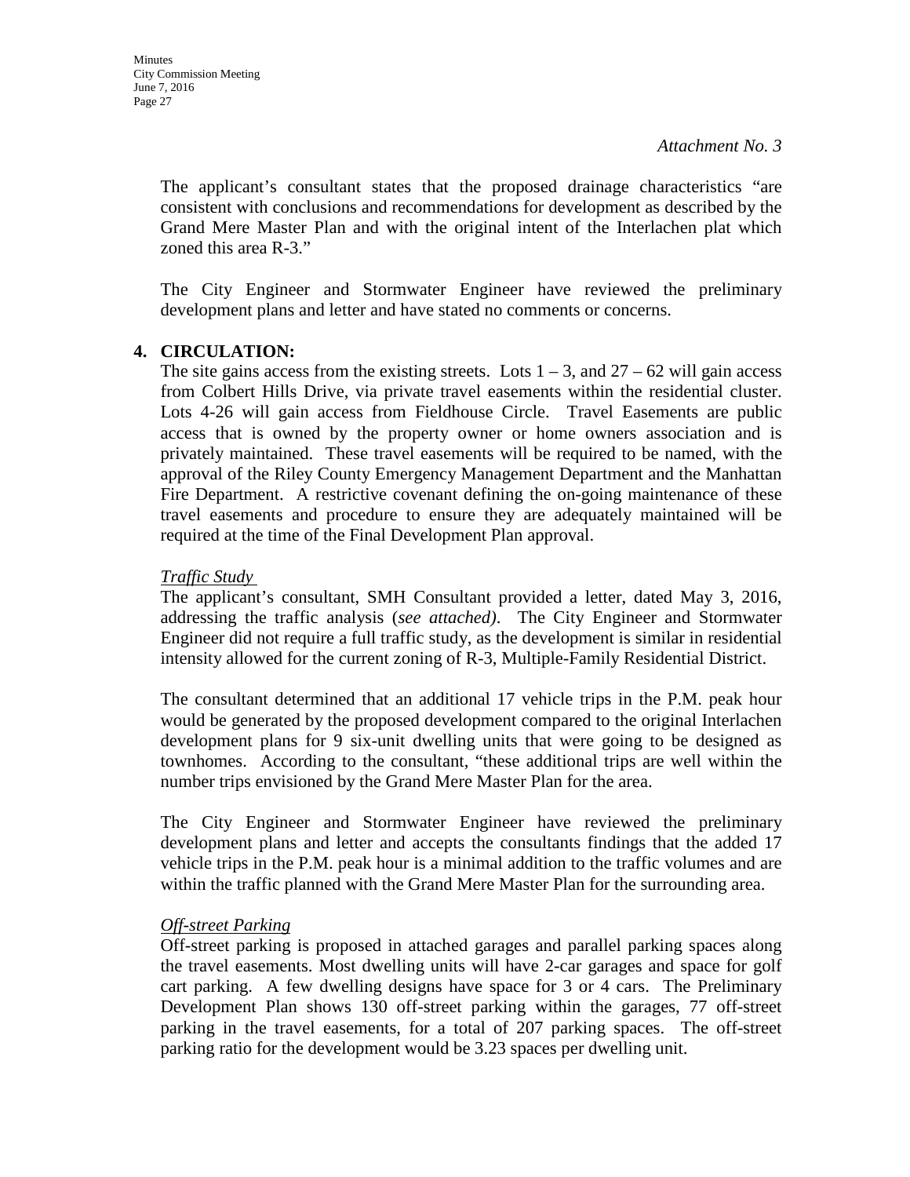*Attachment No. 3*

The applicant's consultant states that the proposed drainage characteristics "are consistent with conclusions and recommendations for development as described by the Grand Mere Master Plan and with the original intent of the Interlachen plat which zoned this area R-3."

The City Engineer and Stormwater Engineer have reviewed the preliminary development plans and letter and have stated no comments or concerns.

**4. CIRCULATION:**

The site gains access from the existing streets. Lots 1 – 3, and 27 – 62 will gain access from Colbert Hills Drive, via private travel easements within the residential cluster. Lots 4-26 will gain access from Fieldhouse Circle. Travel Easements are public access that is owned by the property owner or home owners association and is privately maintained. These travel easements will be required to be named, with the approval of the Riley County Emergency Management Department and the Manhattan Fire Department. A restrictive covenant defining the on-going maintenance of these travel easements and procedure to ensure they are adequately maintained will be required at the time of the Final Development Plan approval.

*Traffic Study*

The applicant's consultant, SMH Consultant provided a letter, dated May 3, 2016, addressing the traffic analysis (*see attached)*. The City Engineer and Stormwater Engineer did not require a full traffic study, as the development is similar in residential intensity allowed for the current zoning of R-3, Multiple-Family Residential District.

The consultant determined that an additional 17 vehicle trips in the P.M. peak hour would be generated by the proposed development compared to the original Interlachen development plans for 9 six-unit dwelling units that were going to be designed as townhomes. According to the consultant, "these additional trips are well within the number trips envisioned by the Grand Mere Master Plan for the area.

The City Engineer and Stormwater Engineer have reviewed the preliminary development plans and letter and accepts the consultants findings that the added 17 vehicle trips in the P.M. peak hour is a minimal addition to the traffic volumes and are within the traffic planned with the Grand Mere Master Plan for the surrounding area.

*Off-street Parking*

Off-street parking is proposed in attached garages and parallel parking spaces along the travel easements. Most dwelling units will have 2-car garages and space for golf cart parking. A few dwelling designs have space for 3 or 4 cars. The Preliminary Development Plan shows 130 off-street parking within the garages, 77 off-street parking in the travel easements, for a total of 207 parking spaces. The off-street parking ratio for the development would be 3.23 spaces per dwelling unit.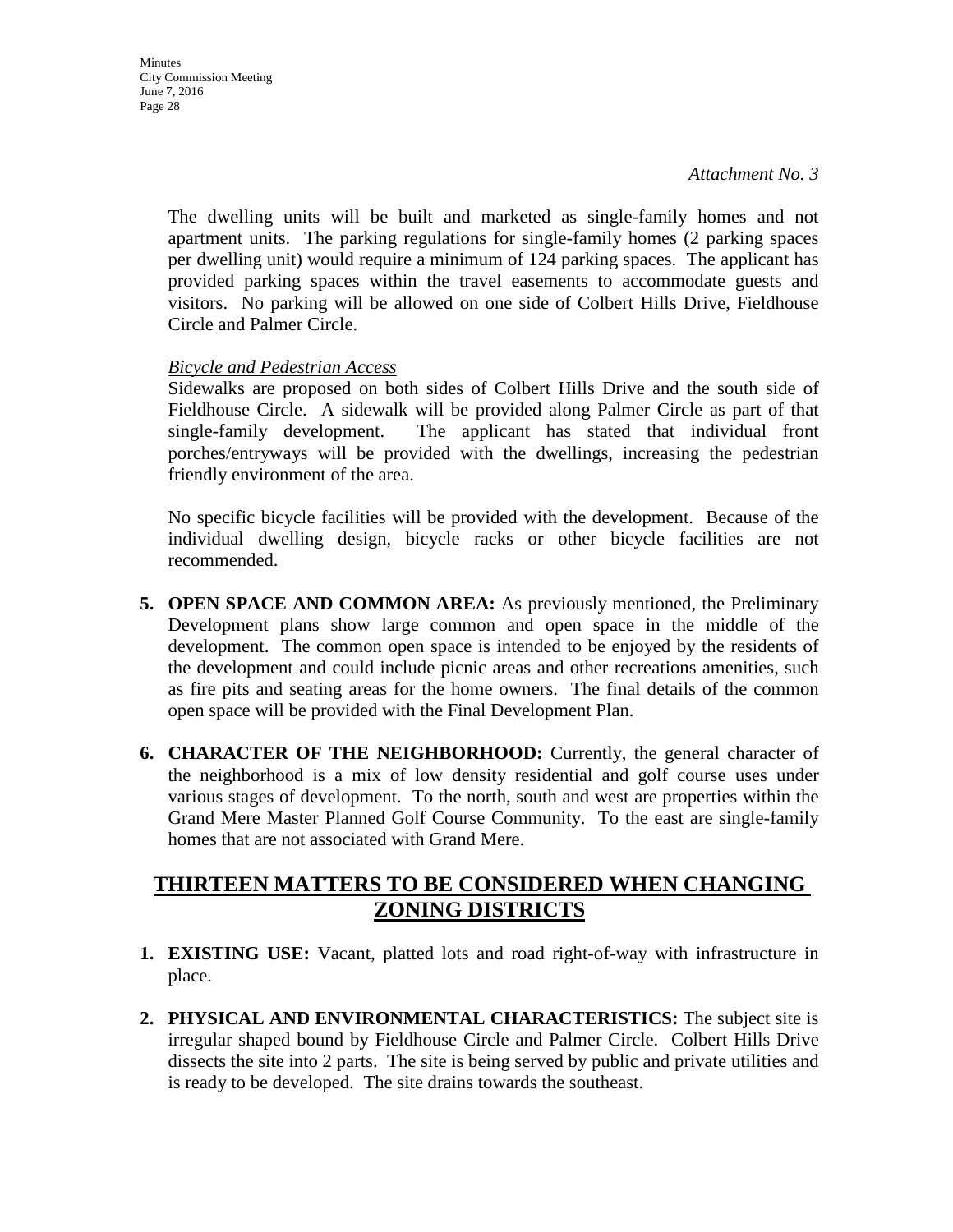*Attachment No. 3*

The dwelling units will be built and marketed as single-family homes and not apartment units. The parking regulations for single-family homes (2 parking spaces per dwelling unit) would require a minimum of 124 parking spaces. The applicant has provided parking spaces within the travel easements to accommodate guests and visitors. No parking will be allowed on one side of Colbert Hills Drive, Fieldhouse Circle and Palmer Circle.

*Bicycle and Pedestrian Access*

Sidewalks are proposed on both sides of Colbert Hills Drive and the south side of Fieldhouse Circle. A sidewalk will be provided along Palmer Circle as part of that single-family development. The applicant has stated that individual front porches/entryways will be provided with the dwellings, increasing the pedestrian friendly environment of the area.

No specific bicycle facilities will be provided with the development. Because of the individual dwelling design, bicycle racks or other bicycle facilities are not recommended.

5. **OPEN SPACE AND COMMON AREA:** As previously mentioned, the Preliminary Development plans show large common and open space in the middle of the development. The common open space is intended to be enjoyed by the residents of the development and could include picnic areas and other recreations amenities, such as fire pits and seating areas for the home owners. The final details of the common open space will be provided with the Final Development Plan.

6. **CHARACTER OF THE NEIGHBORHOOD:** Currently, the general character of the neighborhood is a mix of low density residential and golf course uses under various stages of development. To the north, south and west are properties within the Grand Mere Master Planned Golf Course Community. To the east are single-family homes that are not associated with Grand Mere.

## THIRTEEN MATTERS TO BE CONSIDERED WHEN CHANGING ZONING DISTRICTS

1. **EXISTING USE:** Vacant, platted lots and road right-of-way with infrastructure in place.

2. **PHYSICAL AND ENVIRONMENTAL CHARACTERISTICS:** The subject site is irregular shaped bound by Fieldhouse Circle and Palmer Circle. Colbert Hills Drive dissects the site into 2 parts. The site is being served by public and private utilities and is ready to be developed. The site drains towards the southeast.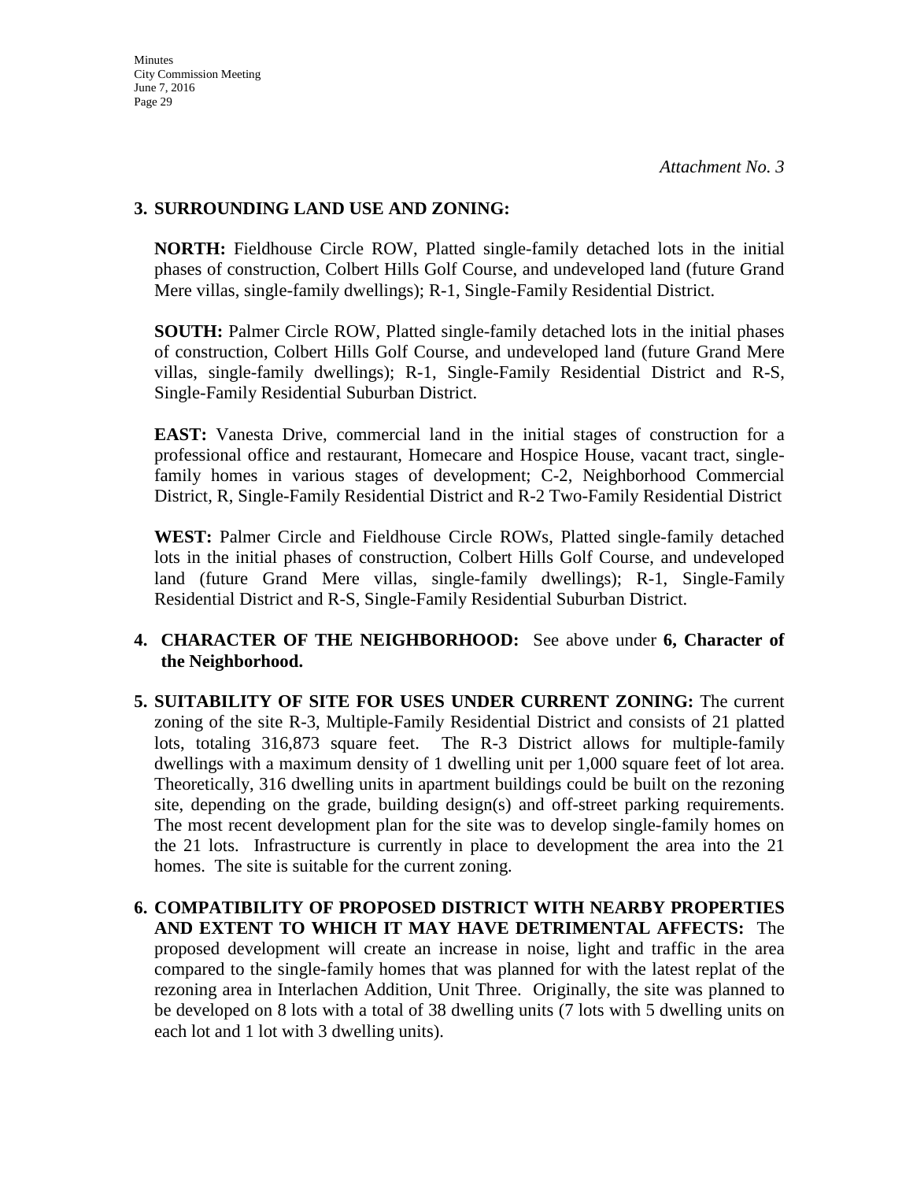*Attachment No. 3*

**3. SURROUNDING LAND USE AND ZONING:**

**NORTH:** Fieldhouse Circle ROW, Platted single-family detached lots in the initial phases of construction, Colbert Hills Golf Course, and undeveloped land (future Grand Mere villas, single-family dwellings); R-1, Single-Family Residential District.

**SOUTH:** Palmer Circle ROW, Platted single-family detached lots in the initial phases of construction, Colbert Hills Golf Course, and undeveloped land (future Grand Mere villas, single-family dwellings); R-1, Single-Family Residential District and R-S, Single-Family Residential Suburban District.

**EAST:** Vanesta Drive, commercial land in the initial stages of construction for a professional office and restaurant, Homecare and Hospice House, vacant tract, single-family homes in various stages of development; C-2, Neighborhood Commercial District, R, Single-Family Residential District and R-2 Two-Family Residential District

**WEST:** Palmer Circle and Fieldhouse Circle ROWs, Platted single-family detached lots in the initial phases of construction, Colbert Hills Golf Course, and undeveloped land (future Grand Mere villas, single-family dwellings); R-1, Single-Family Residential District and R-S, Single-Family Residential Suburban District.

**4. CHARACTER OF THE NEIGHBORHOOD:** See above under **6, Character of the Neighborhood.**

**5. SUITABILITY OF SITE FOR USES UNDER CURRENT ZONING:** The current zoning of the site R-3, Multiple-Family Residential District and consists of 21 platted lots, totaling 316,873 square feet. The R-3 District allows for multiple-family dwellings with a maximum density of 1 dwelling unit per 1,000 square feet of lot area. Theoretically, 316 dwelling units in apartment buildings could be built on the rezoning site, depending on the grade, building design(s) and off-street parking requirements. The most recent development plan for the site was to develop single-family homes on the 21 lots. Infrastructure is currently in place to development the area into the 21 homes. The site is suitable for the current zoning.

**6. COMPATIBILITY OF PROPOSED DISTRICT WITH NEARBY PROPERTIES AND EXTENT TO WHICH IT MAY HAVE DETRIMENTAL AFFECTS:** The proposed development will create an increase in noise, light and traffic in the area compared to the single-family homes that was planned for with the latest replat of the rezoning area in Interlachen Addition, Unit Three. Originally, the site was planned to be developed on 8 lots with a total of 38 dwelling units (7 lots with 5 dwelling units on each lot and 1 lot with 3 dwelling units).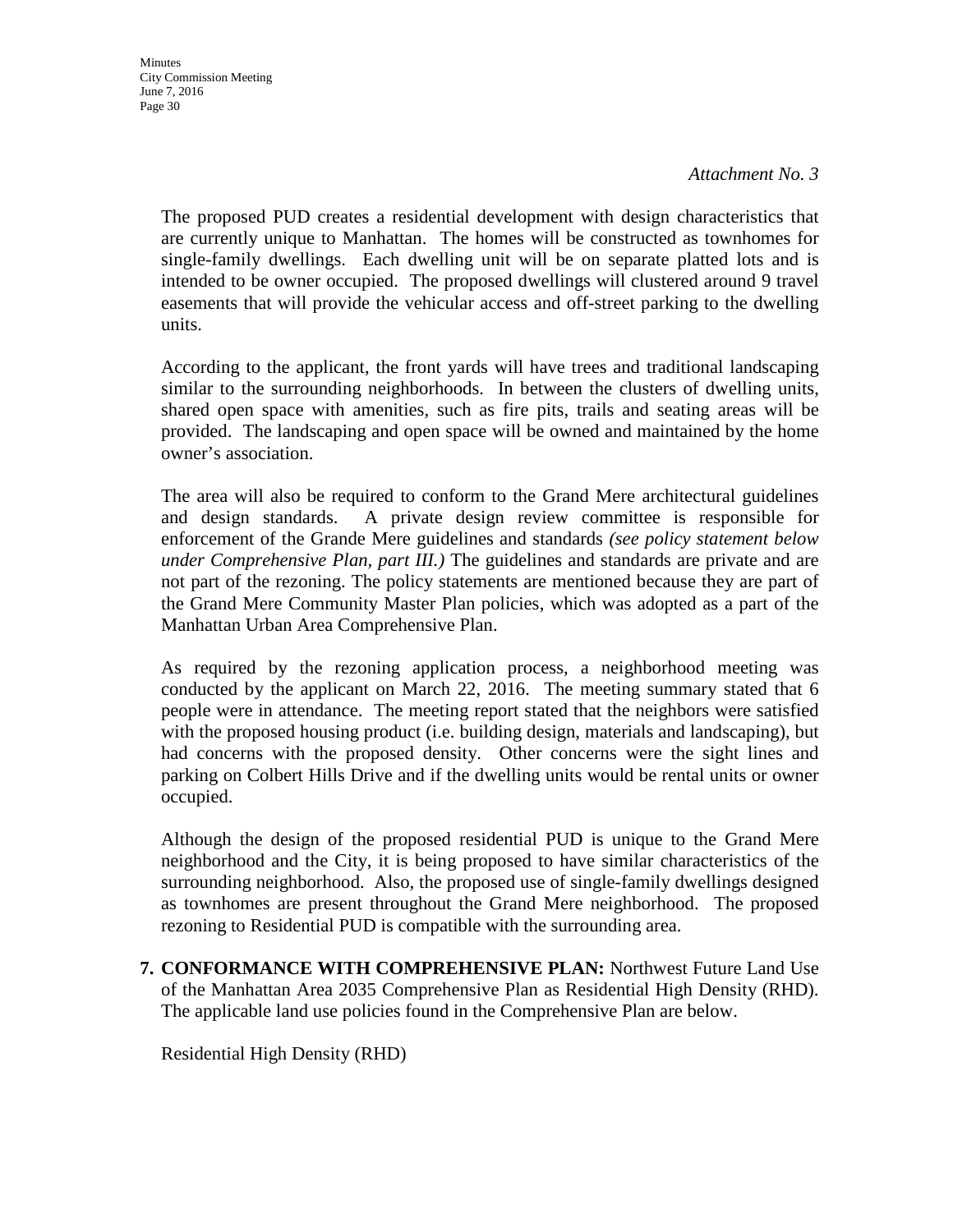*Attachment No. 3*

The proposed PUD creates a residential development with design characteristics that are currently unique to Manhattan. The homes will be constructed as townhomes for single-family dwellings. Each dwelling unit will be on separate platted lots and is intended to be owner occupied. The proposed dwellings will clustered around 9 travel easements that will provide the vehicular access and off-street parking to the dwelling units.

According to the applicant, the front yards will have trees and traditional landscaping similar to the surrounding neighborhoods. In between the clusters of dwelling units, shared open space with amenities, such as fire pits, trails and seating areas will be provided. The landscaping and open space will be owned and maintained by the home owner's association.

The area will also be required to conform to the Grand Mere architectural guidelines and design standards. A private design review committee is responsible for enforcement of the Grande Mere guidelines and standards *(see policy statement below under Comprehensive Plan, part III.)* The guidelines and standards are private and are not part of the rezoning. The policy statements are mentioned because they are part of the Grand Mere Community Master Plan policies, which was adopted as a part of the Manhattan Urban Area Comprehensive Plan.

As required by the rezoning application process, a neighborhood meeting was conducted by the applicant on March 22, 2016. The meeting summary stated that 6 people were in attendance. The meeting report stated that the neighbors were satisfied with the proposed housing product (i.e. building design, materials and landscaping), but had concerns with the proposed density. Other concerns were the sight lines and parking on Colbert Hills Drive and if the dwelling units would be rental units or owner occupied.

Although the design of the proposed residential PUD is unique to the Grand Mere neighborhood and the City, it is being proposed to have similar characteristics of the surrounding neighborhood. Also, the proposed use of single-family dwellings designed as townhomes are present throughout the Grand Mere neighborhood. The proposed rezoning to Residential PUD is compatible with the surrounding area.

7. **CONFORMANCE WITH COMPREHENSIVE PLAN:** Northwest Future Land Use of the Manhattan Area 2035 Comprehensive Plan as Residential High Density (RHD). The applicable land use policies found in the Comprehensive Plan are below.

   Residential High Density (RHD)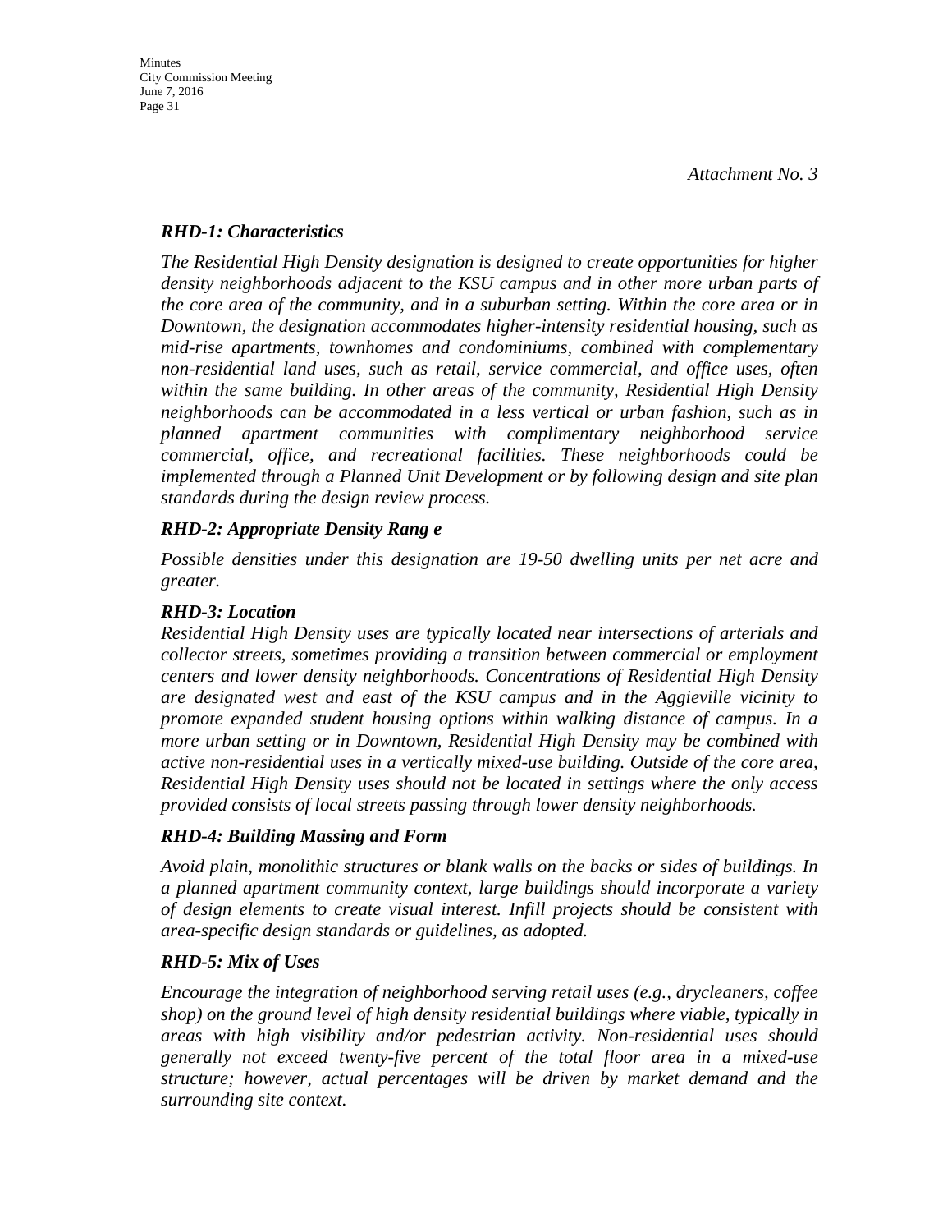*Attachment No. 3*

### *RHD-1: Characteristics*

*The Residential High Density designation is designed to create opportunities for higher density neighborhoods adjacent to the KSU campus and in other more urban parts of the core area of the community, and in a suburban setting. Within the core area or in Downtown, the designation accommodates higher-intensity residential housing, such as mid-rise apartments, townhomes and condominiums, combined with complementary non-residential land uses, such as retail, service commercial, and office uses, often within the same building. In other areas of the community, Residential High Density neighborhoods can be accommodated in a less vertical or urban fashion, such as in planned apartment communities with complimentary neighborhood service commercial, office, and recreational facilities. These neighborhoods could be implemented through a Planned Unit Development or by following design and site plan standards during the design review process.*

### *RHD-2: Appropriate Density Rang e*

*Possible densities under this designation are 19-50 dwelling units per net acre and greater.*

### *RHD-3: Location*

*Residential High Density uses are typically located near intersections of arterials and collector streets, sometimes providing a transition between commercial or employment centers and lower density neighborhoods. Concentrations of Residential High Density are designated west and east of the KSU campus and in the Aggieville vicinity to promote expanded student housing options within walking distance of campus. In a more urban setting or in Downtown, Residential High Density may be combined with active non-residential uses in a vertically mixed-use building. Outside of the core area, Residential High Density uses should not be located in settings where the only access provided consists of local streets passing through lower density neighborhoods.*

### *RHD-4: Building Massing and Form*

*Avoid plain, monolithic structures or blank walls on the backs or sides of buildings. In a planned apartment community context, large buildings should incorporate a variety of design elements to create visual interest. Infill projects should be consistent with area-specific design standards or guidelines, as adopted.*

### *RHD-5: Mix of Uses*

*Encourage the integration of neighborhood serving retail uses (e.g., drycleaners, coffee shop) on the ground level of high density residential buildings where viable, typically in areas with high visibility and/or pedestrian activity. Non-residential uses should generally not exceed twenty-five percent of the total floor area in a mixed-use structure; however, actual percentages will be driven by market demand and the surrounding site context.*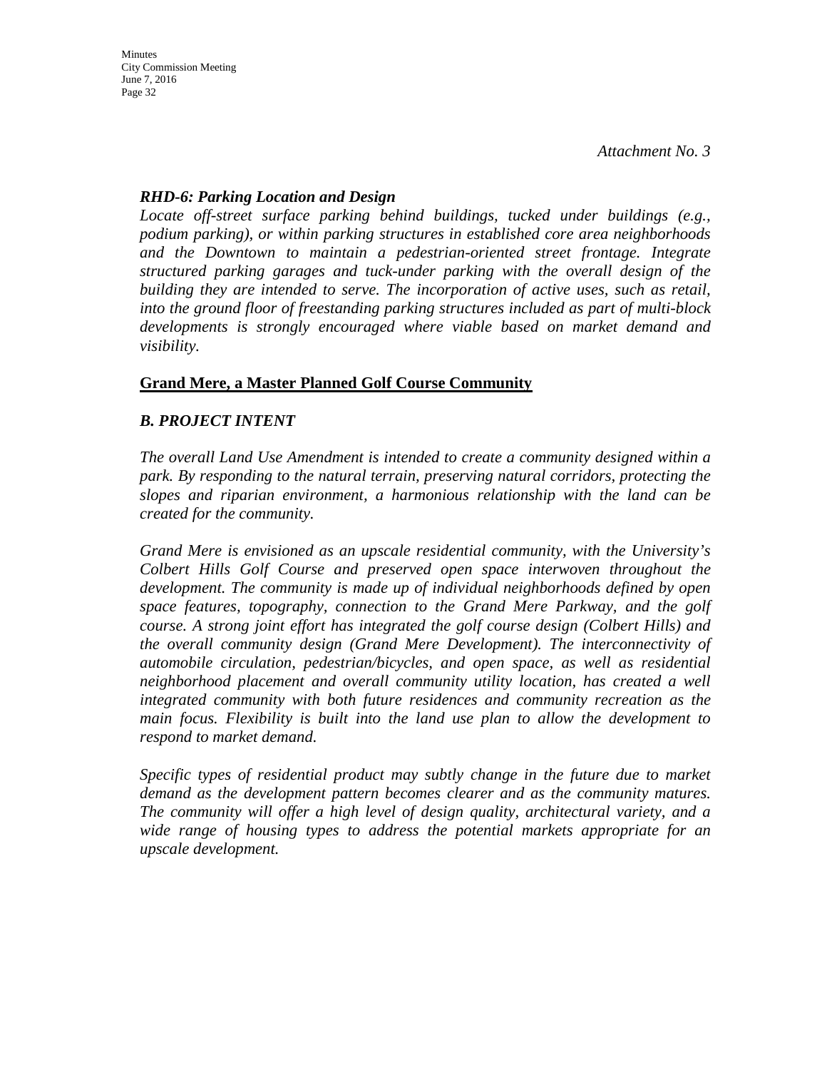*Attachment No. 3*

***RHD-6: Parking Location and Design***

*Locate off-street surface parking behind buildings, tucked under buildings (e.g., podium parking), or within parking structures in established core area neighborhoods and the Downtown to maintain a pedestrian-oriented street frontage. Integrate structured parking garages and tuck-under parking with the overall design of the building they are intended to serve. The incorporation of active uses, such as retail, into the ground floor of freestanding parking structures included as part of multi-block developments is strongly encouraged where viable based on market demand and visibility.*

**<u>Grand Mere, a Master Planned Golf Course Community</u>**

***B. PROJECT INTENT***

*The overall Land Use Amendment is intended to create a community designed within a park. By responding to the natural terrain, preserving natural corridors, protecting the slopes and riparian environment, a harmonious relationship with the land can be created for the community.*

*Grand Mere is envisioned as an upscale residential community, with the University's Colbert Hills Golf Course and preserved open space interwoven throughout the development. The community is made up of individual neighborhoods defined by open space features, topography, connection to the Grand Mere Parkway, and the golf course. A strong joint effort has integrated the golf course design (Colbert Hills) and the overall community design (Grand Mere Development). The interconnectivity of automobile circulation, pedestrian/bicycles, and open space, as well as residential neighborhood placement and overall community utility location, has created a well integrated community with both future residences and community recreation as the main focus. Flexibility is built into the land use plan to allow the development to respond to market demand.*

*Specific types of residential product may subtly change in the future due to market demand as the development pattern becomes clearer and as the community matures. The community will offer a high level of design quality, architectural variety, and a wide range of housing types to address the potential markets appropriate for an upscale development.*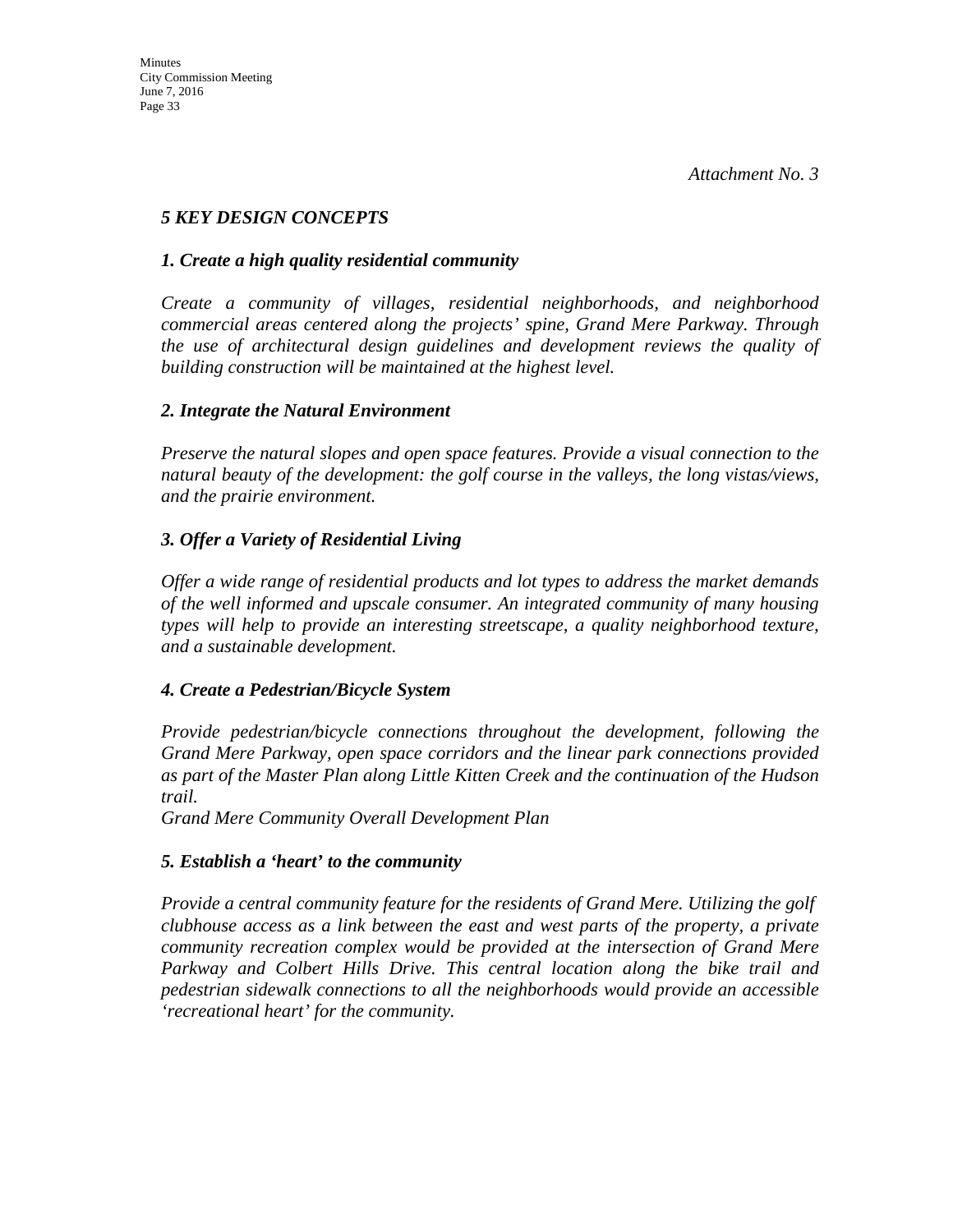*Attachment No. 3*

## *5 KEY DESIGN CONCEPTS*

### *1. Create a high quality residential community*

*Create a community of villages, residential neighborhoods, and neighborhood commercial areas centered along the projects' spine, Grand Mere Parkway. Through the use of architectural design guidelines and development reviews the quality of building construction will be maintained at the highest level.*

### *2. Integrate the Natural Environment*

*Preserve the natural slopes and open space features. Provide a visual connection to the natural beauty of the development: the golf course in the valleys, the long vistas/views, and the prairie environment.*

### *3. Offer a Variety of Residential Living*

*Offer a wide range of residential products and lot types to address the market demands of the well informed and upscale consumer. An integrated community of many housing types will help to provide an interesting streetscape, a quality neighborhood texture, and a sustainable development.*

### *4. Create a Pedestrian/Bicycle System*

*Provide pedestrian/bicycle connections throughout the development, following the Grand Mere Parkway, open space corridors and the linear park connections provided as part of the Master Plan along Little Kitten Creek and the continuation of the Hudson trail.*

*Grand Mere Community Overall Development Plan*

### *5. Establish a 'heart' to the community*

*Provide a central community feature for the residents of Grand Mere. Utilizing the golf clubhouse access as a link between the east and west parts of the property, a private community recreation complex would be provided at the intersection of Grand Mere Parkway and Colbert Hills Drive. This central location along the bike trail and pedestrian sidewalk connections to all the neighborhoods would provide an accessible 'recreational heart' for the community.*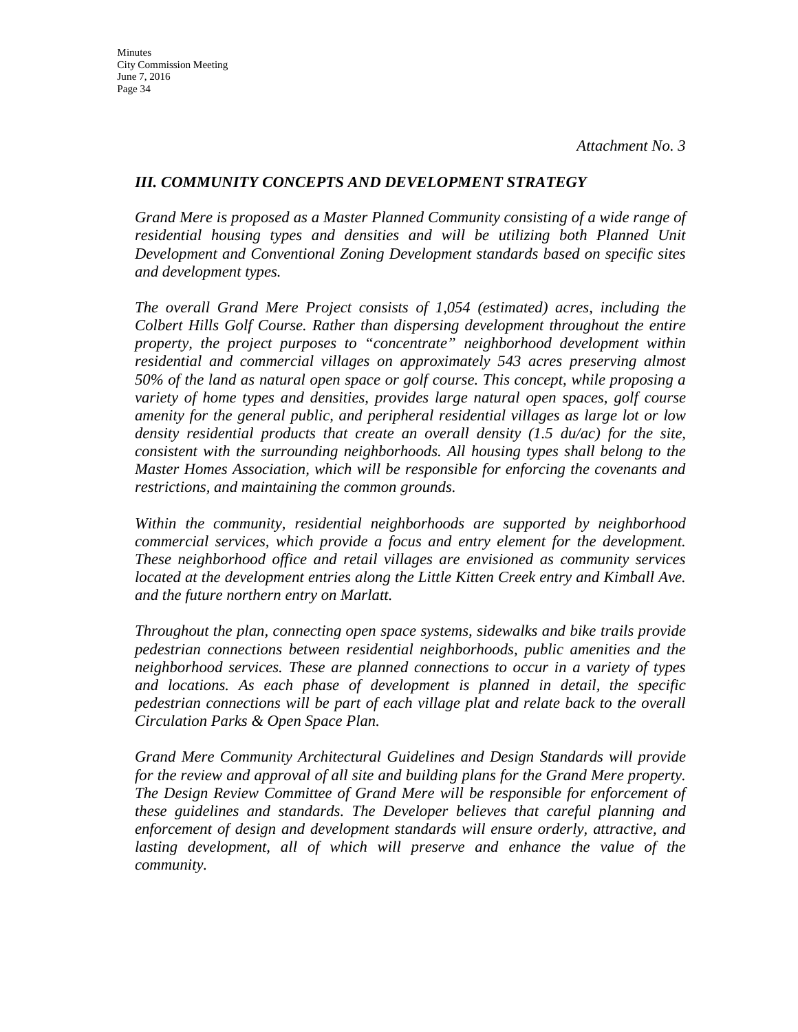*Attachment No. 3*

### *III. COMMUNITY CONCEPTS AND DEVELOPMENT STRATEGY*

*Grand Mere is proposed as a Master Planned Community consisting of a wide range of residential housing types and densities and will be utilizing both Planned Unit Development and Conventional Zoning Development standards based on specific sites and development types.*

*The overall Grand Mere Project consists of 1,054 (estimated) acres, including the Colbert Hills Golf Course. Rather than dispersing development throughout the entire property, the project purposes to "concentrate" neighborhood development within residential and commercial villages on approximately 543 acres preserving almost 50% of the land as natural open space or golf course. This concept, while proposing a variety of home types and densities, provides large natural open spaces, golf course amenity for the general public, and peripheral residential villages as large lot or low density residential products that create an overall density (1.5 du/ac) for the site, consistent with the surrounding neighborhoods. All housing types shall belong to the Master Homes Association, which will be responsible for enforcing the covenants and restrictions, and maintaining the common grounds.*

*Within the community, residential neighborhoods are supported by neighborhood commercial services, which provide a focus and entry element for the development. These neighborhood office and retail villages are envisioned as community services located at the development entries along the Little Kitten Creek entry and Kimball Ave. and the future northern entry on Marlatt.*

*Throughout the plan, connecting open space systems, sidewalks and bike trails provide pedestrian connections between residential neighborhoods, public amenities and the neighborhood services. These are planned connections to occur in a variety of types and locations. As each phase of development is planned in detail, the specific pedestrian connections will be part of each village plat and relate back to the overall Circulation Parks & Open Space Plan.*

*Grand Mere Community Architectural Guidelines and Design Standards will provide for the review and approval of all site and building plans for the Grand Mere property. The Design Review Committee of Grand Mere will be responsible for enforcement of these guidelines and standards. The Developer believes that careful planning and enforcement of design and development standards will ensure orderly, attractive, and lasting development, all of which will preserve and enhance the value of the community.*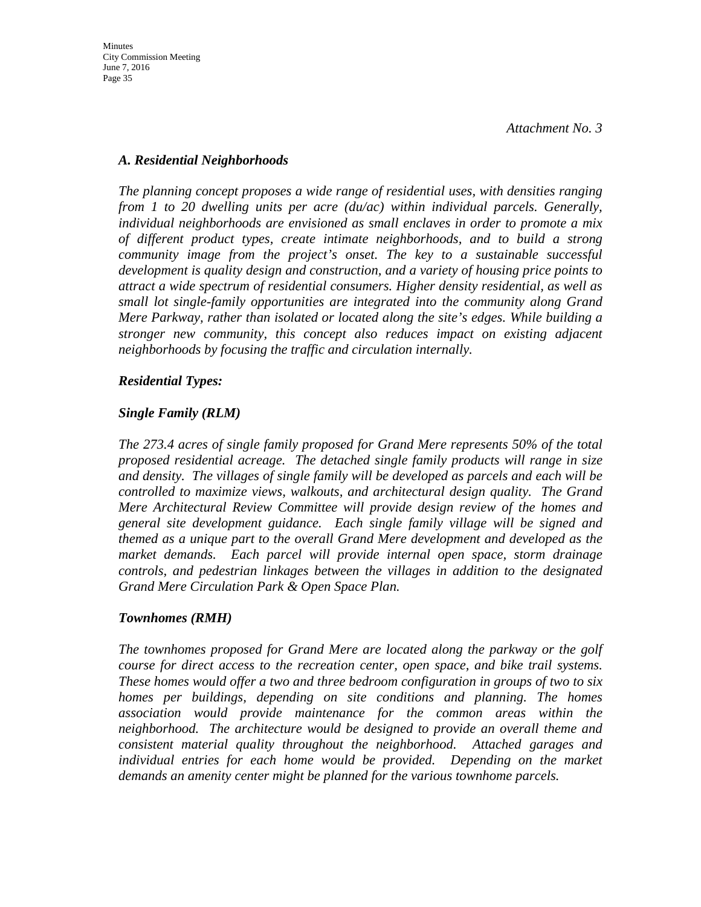*Attachment No. 3*

### *A. Residential Neighborhoods*

*The planning concept proposes a wide range of residential uses, with densities ranging from 1 to 20 dwelling units per acre (du/ac) within individual parcels. Generally, individual neighborhoods are envisioned as small enclaves in order to promote a mix of different product types, create intimate neighborhoods, and to build a strong community image from the project's onset. The key to a sustainable successful development is quality design and construction, and a variety of housing price points to attract a wide spectrum of residential consumers. Higher density residential, as well as small lot single-family opportunities are integrated into the community along Grand Mere Parkway, rather than isolated or located along the site's edges. While building a stronger new community, this concept also reduces impact on existing adjacent neighborhoods by focusing the traffic and circulation internally.*

***Residential Types:***

***Single Family (RLM)***

*The 273.4 acres of single family proposed for Grand Mere represents 50% of the total proposed residential acreage. The detached single family products will range in size and density. The villages of single family will be developed as parcels and each will be controlled to maximize views, walkouts, and architectural design quality. The Grand Mere Architectural Review Committee will provide design review of the homes and general site development guidance. Each single family village will be signed and themed as a unique part to the overall Grand Mere development and developed as the market demands. Each parcel will provide internal open space, storm drainage controls, and pedestrian linkages between the villages in addition to the designated Grand Mere Circulation Park & Open Space Plan.*

***Townhomes (RMH)***

*The townhomes proposed for Grand Mere are located along the parkway or the golf course for direct access to the recreation center, open space, and bike trail systems. These homes would offer a two and three bedroom configuration in groups of two to six homes per buildings, depending on site conditions and planning. The homes association would provide maintenance for the common areas within the neighborhood. The architecture would be designed to provide an overall theme and consistent material quality throughout the neighborhood. Attached garages and individual entries for each home would be provided. Depending on the market demands an amenity center might be planned for the various townhome parcels.*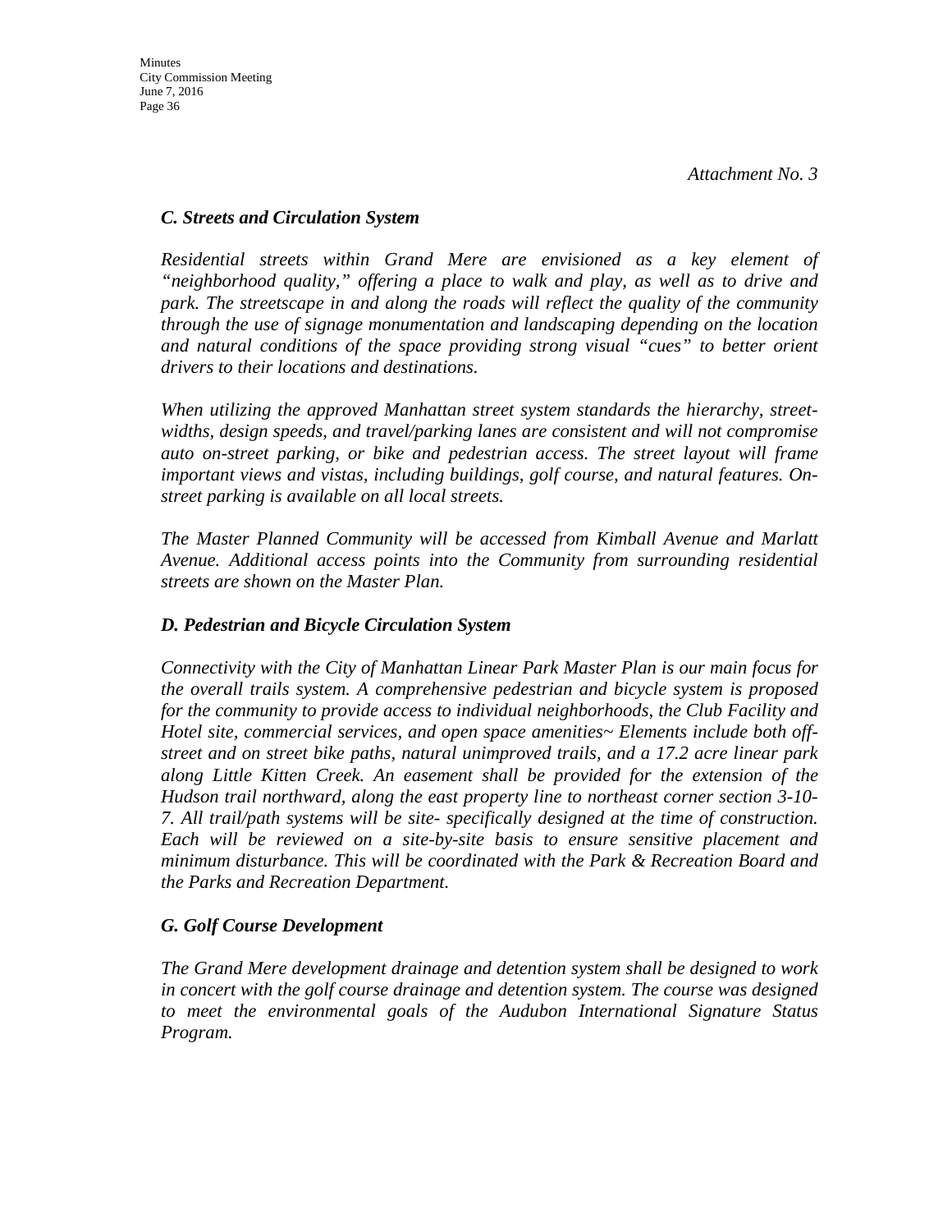*Attachment No. 3*

### *C. Streets and Circulation System*

*Residential streets within Grand Mere are envisioned as a key element of "neighborhood quality," offering a place to walk and play, as well as to drive and park. The streetscape in and along the roads will reflect the quality of the community through the use of signage monumentation and landscaping depending on the location and natural conditions of the space providing strong visual "cues" to better orient drivers to their locations and destinations.*

*When utilizing the approved Manhattan street system standards the hierarchy, street-widths, design speeds, and travel/parking lanes are consistent and will not compromise auto on-street parking, or bike and pedestrian access. The street layout will frame important views and vistas, including buildings, golf course, and natural features. On-street parking is available on all local streets.*

*The Master Planned Community will be accessed from Kimball Avenue and Marlatt Avenue. Additional access points into the Community from surrounding residential streets are shown on the Master Plan.*

### *D. Pedestrian and Bicycle Circulation System*

*Connectivity with the City of Manhattan Linear Park Master Plan is our main focus for the overall trails system. A comprehensive pedestrian and bicycle system is proposed for the community to provide access to individual neighborhoods, the Club Facility and Hotel site, commercial services, and open space amenities~ Elements include both off-street and on street bike paths, natural unimproved trails, and a 17.2 acre linear park along Little Kitten Creek. An easement shall be provided for the extension of the Hudson trail northward, along the east property line to northeast corner section 3-10-7. All trail/path systems will be site- specifically designed at the time of construction. Each will be reviewed on a site-by-site basis to ensure sensitive placement and minimum disturbance. This will be coordinated with the Park & Recreation Board and the Parks and Recreation Department.*

### *G. Golf Course Development*

*The Grand Mere development drainage and detention system shall be designed to work in concert with the golf course drainage and detention system. The course was designed to meet the environmental goals of the Audubon International Signature Status Program.*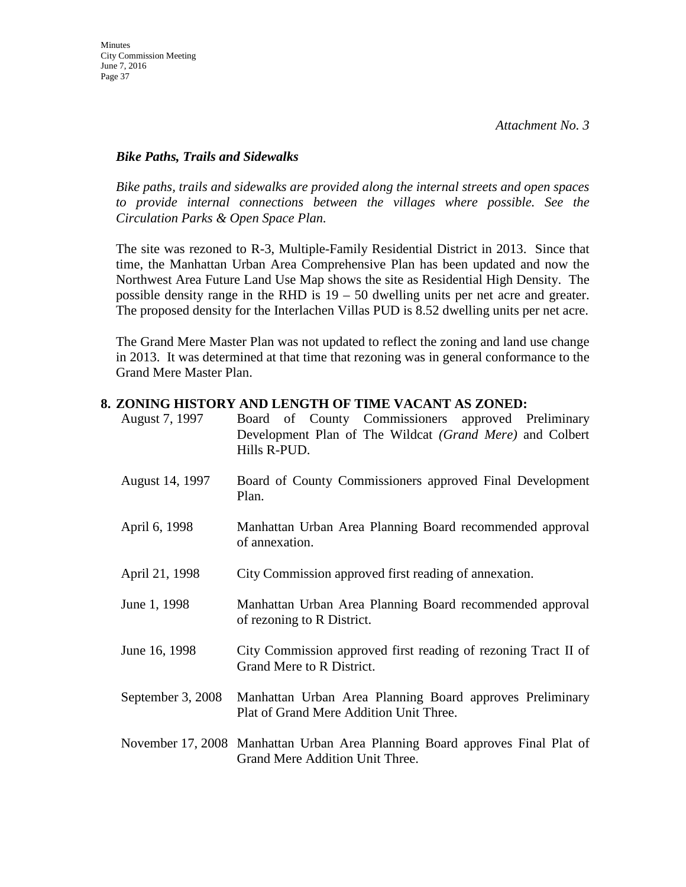*Attachment No. 3*

***Bike Paths, Trails and Sidewalks***

*Bike paths, trails and sidewalks are provided along the internal streets and open spaces to provide internal connections between the villages where possible. See the Circulation Parks & Open Space Plan.*

The site was rezoned to R-3, Multiple-Family Residential District in 2013. Since that time, the Manhattan Urban Area Comprehensive Plan has been updated and now the Northwest Area Future Land Use Map shows the site as Residential High Density. The possible density range in the RHD is 19 – 50 dwelling units per net acre and greater. The proposed density for the Interlachen Villas PUD is 8.52 dwelling units per net acre.

The Grand Mere Master Plan was not updated to reflect the zoning and land use change in 2013. It was determined at that time that rezoning was in general conformance to the Grand Mere Master Plan.

**8. ZONING HISTORY AND LENGTH OF TIME VACANT AS ZONED:**

| | |
|---|---|
| August 7, 1997 | Board of County Commissioners approved Preliminary Development Plan of The Wildcat *(Grand Mere)* and Colbert Hills R-PUD. |
| August 14, 1997 | Board of County Commissioners approved Final Development Plan. |
| April 6, 1998 | Manhattan Urban Area Planning Board recommended approval of annexation. |
| April 21, 1998 | City Commission approved first reading of annexation. |
| June 1, 1998 | Manhattan Urban Area Planning Board recommended approval of rezoning to R District. |
| June 16, 1998 | City Commission approved first reading of rezoning Tract II of Grand Mere to R District. |
| September 3, 2008 | Manhattan Urban Area Planning Board approves Preliminary Plat of Grand Mere Addition Unit Three. |
| November 17, 2008 | Manhattan Urban Area Planning Board approves Final Plat of Grand Mere Addition Unit Three. |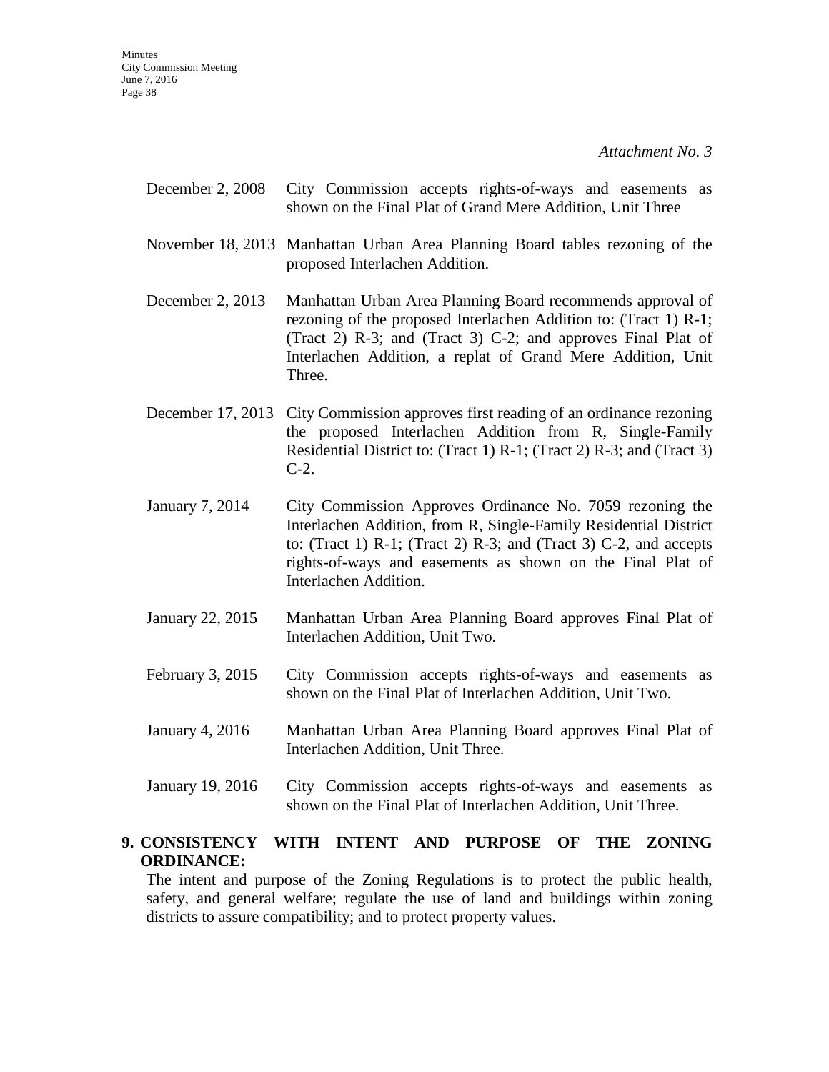*Attachment No. 3*

| | |
|---|---|
| December 2, 2008 | City Commission accepts rights-of-ways and easements as shown on the Final Plat of Grand Mere Addition, Unit Three |
| November 18, 2013 | Manhattan Urban Area Planning Board tables rezoning of the proposed Interlachen Addition. |
| December 2, 2013 | Manhattan Urban Area Planning Board recommends approval of rezoning of the proposed Interlachen Addition to: (Tract 1) R-1; (Tract 2) R-3; and (Tract 3) C-2; and approves Final Plat of Interlachen Addition, a replat of Grand Mere Addition, Unit Three. |
| December 17, 2013 | City Commission approves first reading of an ordinance rezoning the proposed Interlachen Addition from R, Single-Family Residential District to: (Tract 1) R-1; (Tract 2) R-3; and (Tract 3) C-2. |
| January 7, 2014 | City Commission Approves Ordinance No. 7059 rezoning the Interlachen Addition, from R, Single-Family Residential District to: (Tract 1) R-1; (Tract 2) R-3; and (Tract 3) C-2, and accepts rights-of-ways and easements as shown on the Final Plat of Interlachen Addition. |
| January 22, 2015 | Manhattan Urban Area Planning Board approves Final Plat of Interlachen Addition, Unit Two. |
| February 3, 2015 | City Commission accepts rights-of-ways and easements as shown on the Final Plat of Interlachen Addition, Unit Two. |
| January 4, 2016 | Manhattan Urban Area Planning Board approves Final Plat of Interlachen Addition, Unit Three. |
| January 19, 2016 | City Commission accepts rights-of-ways and easements as shown on the Final Plat of Interlachen Addition, Unit Three. |

**9. CONSISTENCY WITH INTENT AND PURPOSE OF THE ZONING ORDINANCE:**

The intent and purpose of the Zoning Regulations is to protect the public health, safety, and general welfare; regulate the use of land and buildings within zoning districts to assure compatibility; and to protect property values.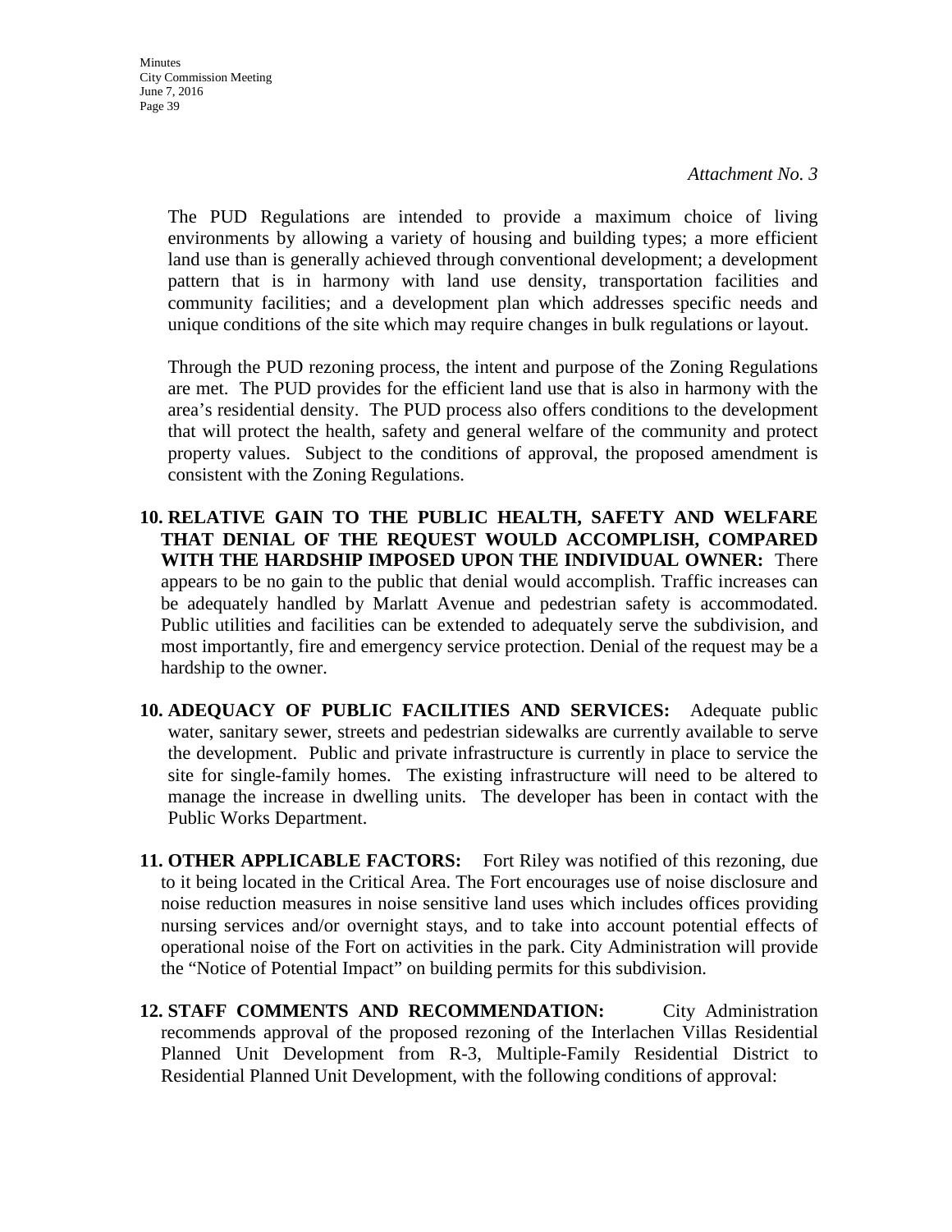*Attachment No. 3*

The PUD Regulations are intended to provide a maximum choice of living environments by allowing a variety of housing and building types; a more efficient land use than is generally achieved through conventional development; a development pattern that is in harmony with land use density, transportation facilities and community facilities; and a development plan which addresses specific needs and unique conditions of the site which may require changes in bulk regulations or layout.

Through the PUD rezoning process, the intent and purpose of the Zoning Regulations are met. The PUD provides for the efficient land use that is also in harmony with the area's residential density. The PUD process also offers conditions to the development that will protect the health, safety and general welfare of the community and protect property values. Subject to the conditions of approval, the proposed amendment is consistent with the Zoning Regulations.

10. **RELATIVE GAIN TO THE PUBLIC HEALTH, SAFETY AND WELFARE THAT DENIAL OF THE REQUEST WOULD ACCOMPLISH, COMPARED WITH THE HARDSHIP IMPOSED UPON THE INDIVIDUAL OWNER:** There appears to be no gain to the public that denial would accomplish. Traffic increases can be adequately handled by Marlatt Avenue and pedestrian safety is accommodated. Public utilities and facilities can be extended to adequately serve the subdivision, and most importantly, fire and emergency service protection. Denial of the request may be a hardship to the owner.

10. **ADEQUACY OF PUBLIC FACILITIES AND SERVICES:** Adequate public water, sanitary sewer, streets and pedestrian sidewalks are currently available to serve the development. Public and private infrastructure is currently in place to service the site for single-family homes. The existing infrastructure will need to be altered to manage the increase in dwelling units. The developer has been in contact with the Public Works Department.

11. **OTHER APPLICABLE FACTORS:** Fort Riley was notified of this rezoning, due to it being located in the Critical Area. The Fort encourages use of noise disclosure and noise reduction measures in noise sensitive land uses which includes offices providing nursing services and/or overnight stays, and to take into account potential effects of operational noise of the Fort on activities in the park. City Administration will provide the "Notice of Potential Impact" on building permits for this subdivision.

12. **STAFF COMMENTS AND RECOMMENDATION:** City Administration recommends approval of the proposed rezoning of the Interlachen Villas Residential Planned Unit Development from R-3, Multiple-Family Residential District to Residential Planned Unit Development, with the following conditions of approval: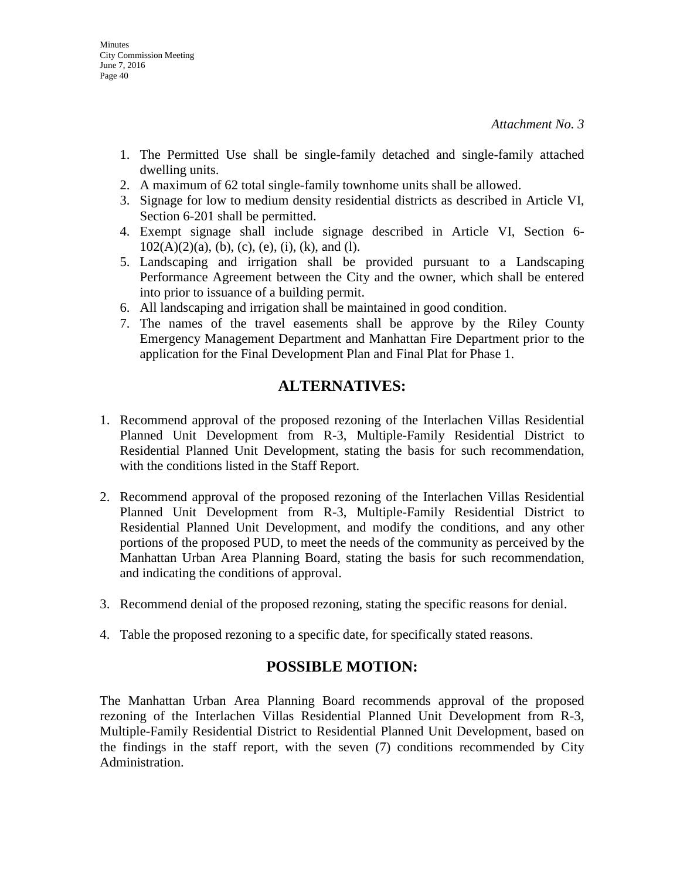*Attachment No. 3*

1. The Permitted Use shall be single-family detached and single-family attached dwelling units.
2. A maximum of 62 total single-family townhome units shall be allowed.
3. Signage for low to medium density residential districts as described in Article VI, Section 6-201 shall be permitted.
4. Exempt signage shall include signage described in Article VI, Section 6-102(A)(2)(a), (b), (c), (e), (i), (k), and (l).
5. Landscaping and irrigation shall be provided pursuant to a Landscaping Performance Agreement between the City and the owner, which shall be entered into prior to issuance of a building permit.
6. All landscaping and irrigation shall be maintained in good condition.
7. The names of the travel easements shall be approve by the Riley County Emergency Management Department and Manhattan Fire Department prior to the application for the Final Development Plan and Final Plat for Phase 1.

## ALTERNATIVES:

1. Recommend approval of the proposed rezoning of the Interlachen Villas Residential Planned Unit Development from R-3, Multiple-Family Residential District to Residential Planned Unit Development, stating the basis for such recommendation, with the conditions listed in the Staff Report.

2. Recommend approval of the proposed rezoning of the Interlachen Villas Residential Planned Unit Development from R-3, Multiple-Family Residential District to Residential Planned Unit Development, and modify the conditions, and any other portions of the proposed PUD, to meet the needs of the community as perceived by the Manhattan Urban Area Planning Board, stating the basis for such recommendation, and indicating the conditions of approval.

3. Recommend denial of the proposed rezoning, stating the specific reasons for denial.

4. Table the proposed rezoning to a specific date, for specifically stated reasons.

## POSSIBLE MOTION:

The Manhattan Urban Area Planning Board recommends approval of the proposed rezoning of the Interlachen Villas Residential Planned Unit Development from R-3, Multiple-Family Residential District to Residential Planned Unit Development, based on the findings in the staff report, with the seven (7) conditions recommended by City Administration.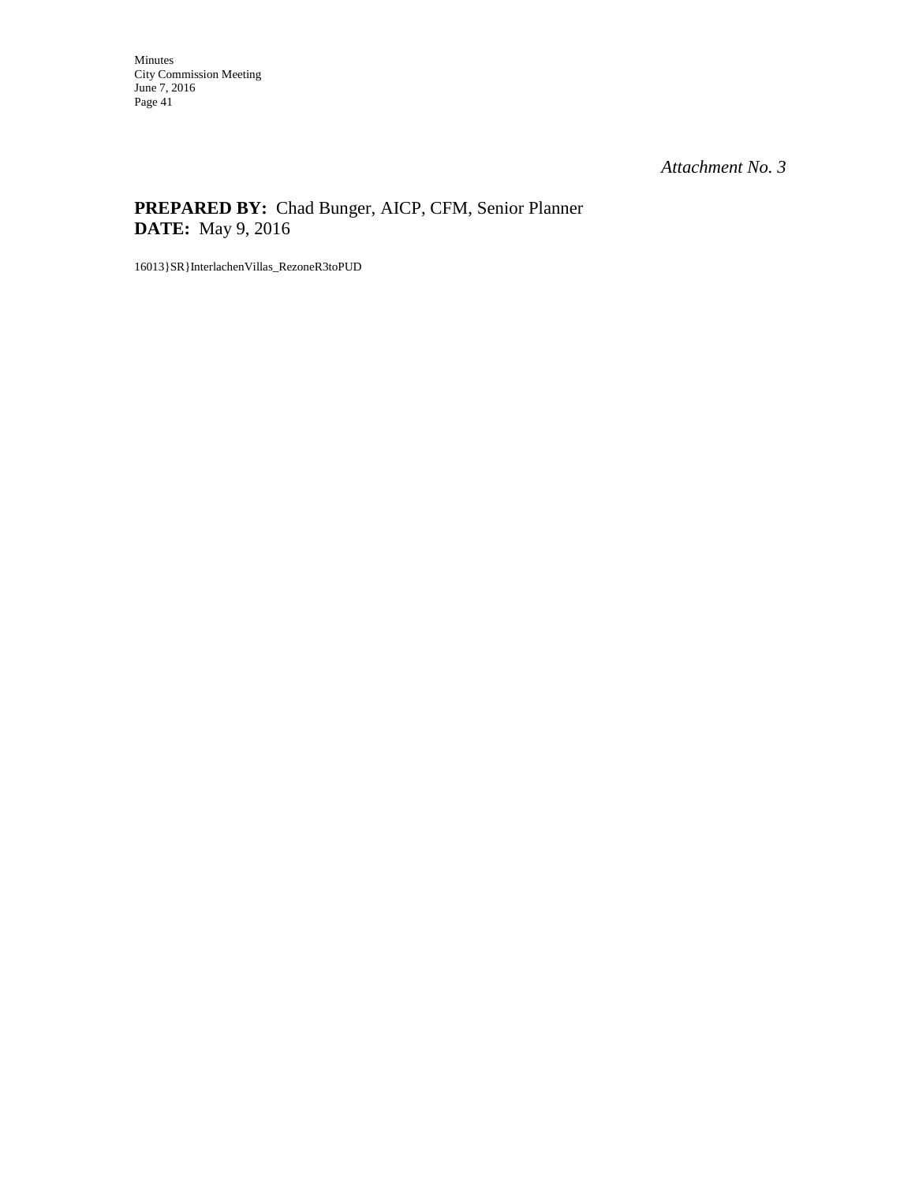*Attachment No. 3*

**PREPARED BY:** Chad Bunger, AICP, CFM, Senior Planner
**DATE:** May 9, 2016

16013}SR}InterlachenVillas_RezoneR3toPUD